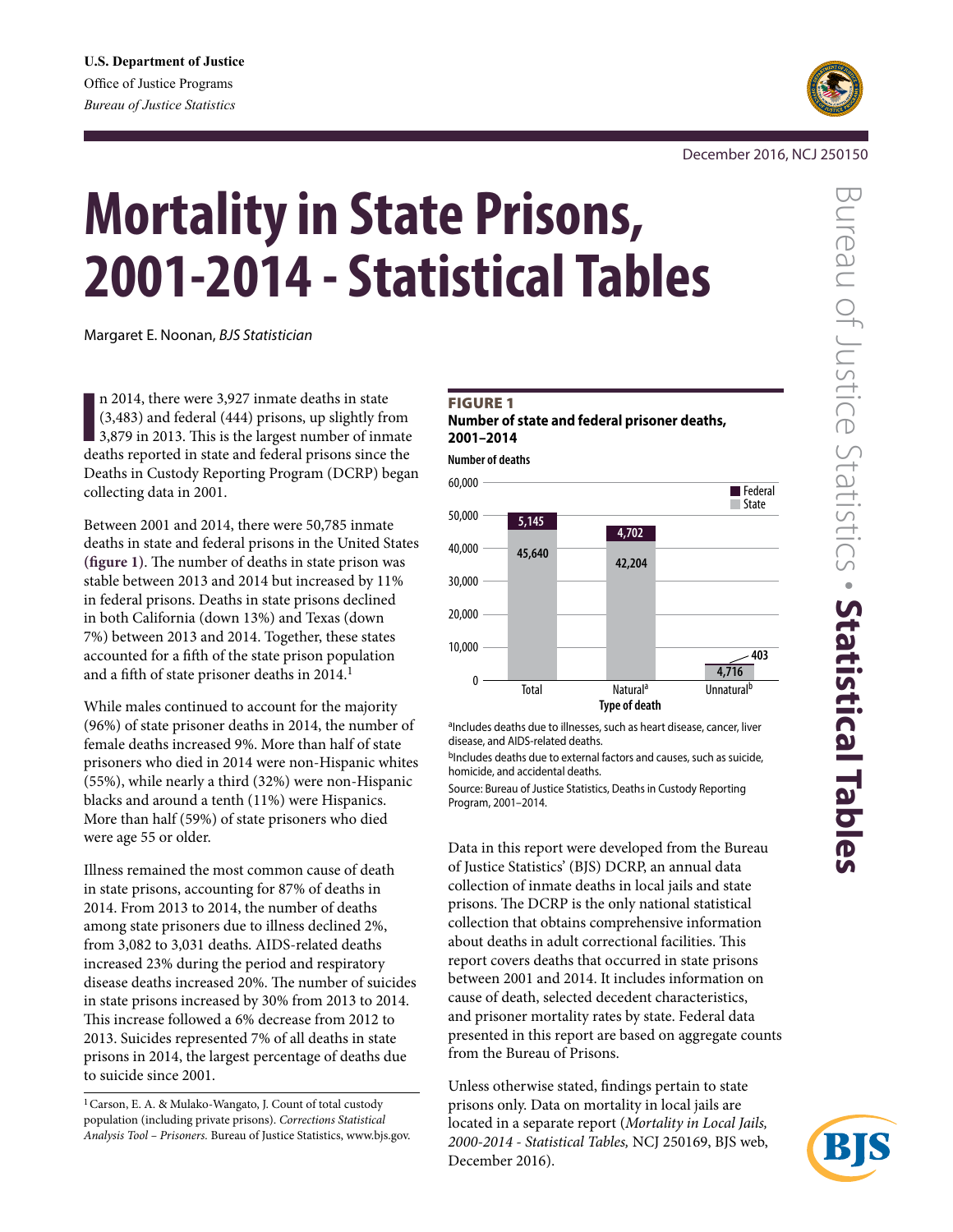U.S. Department of Justice
Office of Justice Programs
*Bureau of Justice Statistics*

December 2016, NCJ 250150

# Mortality in State Prisons, 2001-2014 - Statistical Tables

Margaret E. Noonan, *BJS Statistician*

In 2014, there were 3,927 inmate deaths in state (3,483) and federal (444) prisons, up slightly from 3,879 in 2013. This is the largest number of inmate deaths reported in state and federal prisons since the Deaths in Custody Reporting Program (DCRP) began collecting data in 2001.

Between 2001 and 2014, there were 50,785 inmate deaths in state and federal prisons in the United States (**figure 1**). The number of deaths in state prison was stable between 2013 and 2014 but increased by 11% in federal prisons. Deaths in state prisons declined in both California (down 13%) and Texas (down 7%) between 2013 and 2014. Together, these states accounted for a fifth of the state prison population and a fifth of state prisoner deaths in 2014.[1]

While males continued to account for the majority (96%) of state prisoner deaths in 2014, the number of female deaths increased 9%. More than half of state prisoners who died in 2014 were non-Hispanic whites (55%), while nearly a third (32%) were non-Hispanic blacks and around a tenth (11%) were Hispanics. More than half (59%) of state prisoners who died were age 55 or older.

Illness remained the most common cause of death in state prisons, accounting for 87% of deaths in 2014. From 2013 to 2014, the number of deaths among state prisoners due to illness declined 2%, from 3,082 to 3,031 deaths. AIDS-related deaths increased 23% during the period and respiratory disease deaths increased 20%. The number of suicides in state prisons increased by 30% from 2013 to 2014. This increase followed a 6% decrease from 2012 to 2013. Suicides represented 7% of all deaths in state prisons in 2014, the largest percentage of deaths due to suicide since 2001.

[1] Carson, E. A. & Mulako-Wangato, J. Count of total custody population (including private prisons). *Corrections Statistical Analysis Tool – Prisoners*. Bureau of Justice Statistics, www.bjs.gov.

**FIGURE 1**
**Number of state and federal prisoner deaths, 2001–2014**

| Type of death | State | Federal |
|---|---|---|
| Total | 45,640 | 5,145 |
| Natural[a] | 42,204 | 4,702 |
| Unnatural[b] | 4,716 | 403 |

[a]Includes deaths due to illnesses, such as heart disease, cancer, liver disease, and AIDS-related deaths.
[b]Includes deaths due to external factors and causes, such as suicide, homicide, and accidental deaths.
Source: Bureau of Justice Statistics, Deaths in Custody Reporting Program, 2001–2014.

Data in this report were developed from the Bureau of Justice Statistics' (BJS) DCRP, an annual data collection of inmate deaths in local jails and state prisons. The DCRP is the only national statistical collection that obtains comprehensive information about deaths in adult correctional facilities. This report covers deaths that occurred in state prisons between 2001 and 2014. It includes information on cause of death, selected decedent characteristics, and prisoner mortality rates by state. Federal data presented in this report are based on aggregate counts from the Bureau of Prisons.

Unless otherwise stated, findings pertain to state prisons only. Data on mortality in local jails are located in a separate report (*Mortality in Local Jails, 2000-2014 - Statistical Tables,* NCJ 250169, BJS web, December 2016).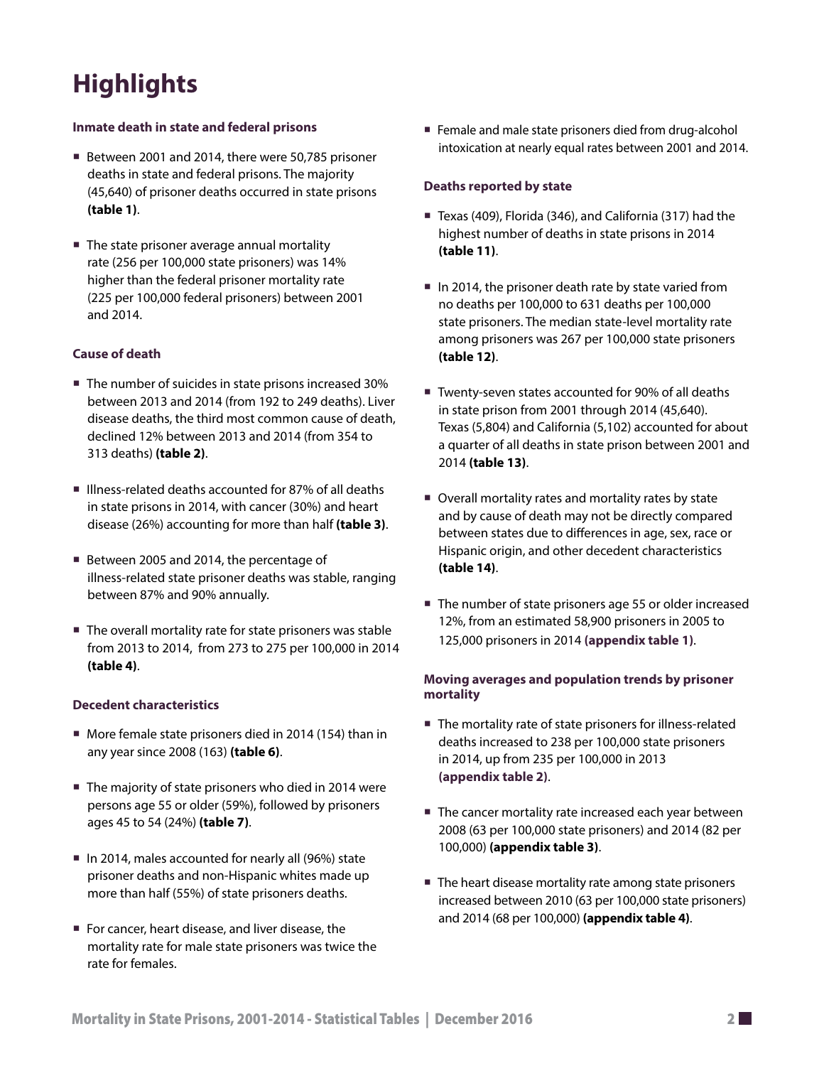# Highlights

**Inmate death in state and federal prisons**

- Between 2001 and 2014, there were 50,785 prisoner deaths in state and federal prisons. The majority (45,640) of prisoner deaths occurred in state prisons **(table 1)**.
- The state prisoner average annual mortality rate (256 per 100,000 state prisoners) was 14% higher than the federal prisoner mortality rate (225 per 100,000 federal prisoners) between 2001 and 2014.

**Cause of death**

- The number of suicides in state prisons increased 30% between 2013 and 2014 (from 192 to 249 deaths). Liver disease deaths, the third most common cause of death, declined 12% between 2013 and 2014 (from 354 to 313 deaths) **(table 2)**.
- Illness-related deaths accounted for 87% of all deaths in state prisons in 2014, with cancer (30%) and heart disease (26%) accounting for more than half **(table 3)**.
- Between 2005 and 2014, the percentage of illness-related state prisoner deaths was stable, ranging between 87% and 90% annually.
- The overall mortality rate for state prisoners was stable from 2013 to 2014, from 273 to 275 per 100,000 in 2014 **(table 4)**.

**Decedent characteristics**

- More female state prisoners died in 2014 (154) than in any year since 2008 (163) **(table 6)**.
- The majority of state prisoners who died in 2014 were persons age 55 or older (59%), followed by prisoners ages 45 to 54 (24%) **(table 7)**.
- In 2014, males accounted for nearly all (96%) state prisoner deaths and non-Hispanic whites made up more than half (55%) of state prisoners deaths.
- For cancer, heart disease, and liver disease, the mortality rate for male state prisoners was twice the rate for females.
- Female and male state prisoners died from drug-alcohol intoxication at nearly equal rates between 2001 and 2014.

**Deaths reported by state**

- Texas (409), Florida (346), and California (317) had the highest number of deaths in state prisons in 2014 **(table 11)**.
- In 2014, the prisoner death rate by state varied from no deaths per 100,000 to 631 deaths per 100,000 state prisoners. The median state-level mortality rate among prisoners was 267 per 100,000 state prisoners **(table 12)**.
- Twenty-seven states accounted for 90% of all deaths in state prison from 2001 through 2014 (45,640). Texas (5,804) and California (5,102) accounted for about a quarter of all deaths in state prison between 2001 and 2014 **(table 13)**.
- Overall mortality rates and mortality rates by state and by cause of death may not be directly compared between states due to differences in age, sex, race or Hispanic origin, and other decedent characteristics **(table 14)**.
- The number of state prisoners age 55 or older increased 12%, from an estimated 58,900 prisoners in 2005 to 125,000 prisoners in 2014 **(appendix table 1)**.

**Moving averages and population trends by prisoner mortality**

- The mortality rate of state prisoners for illness-related deaths increased to 238 per 100,000 state prisoners in 2014, up from 235 per 100,000 in 2013 **(appendix table 2)**.
- The cancer mortality rate increased each year between 2008 (63 per 100,000 state prisoners) and 2014 (82 per 100,000) **(appendix table 3)**.
- The heart disease mortality rate among state prisoners increased between 2010 (63 per 100,000 state prisoners) and 2014 (68 per 100,000) **(appendix table 4)**.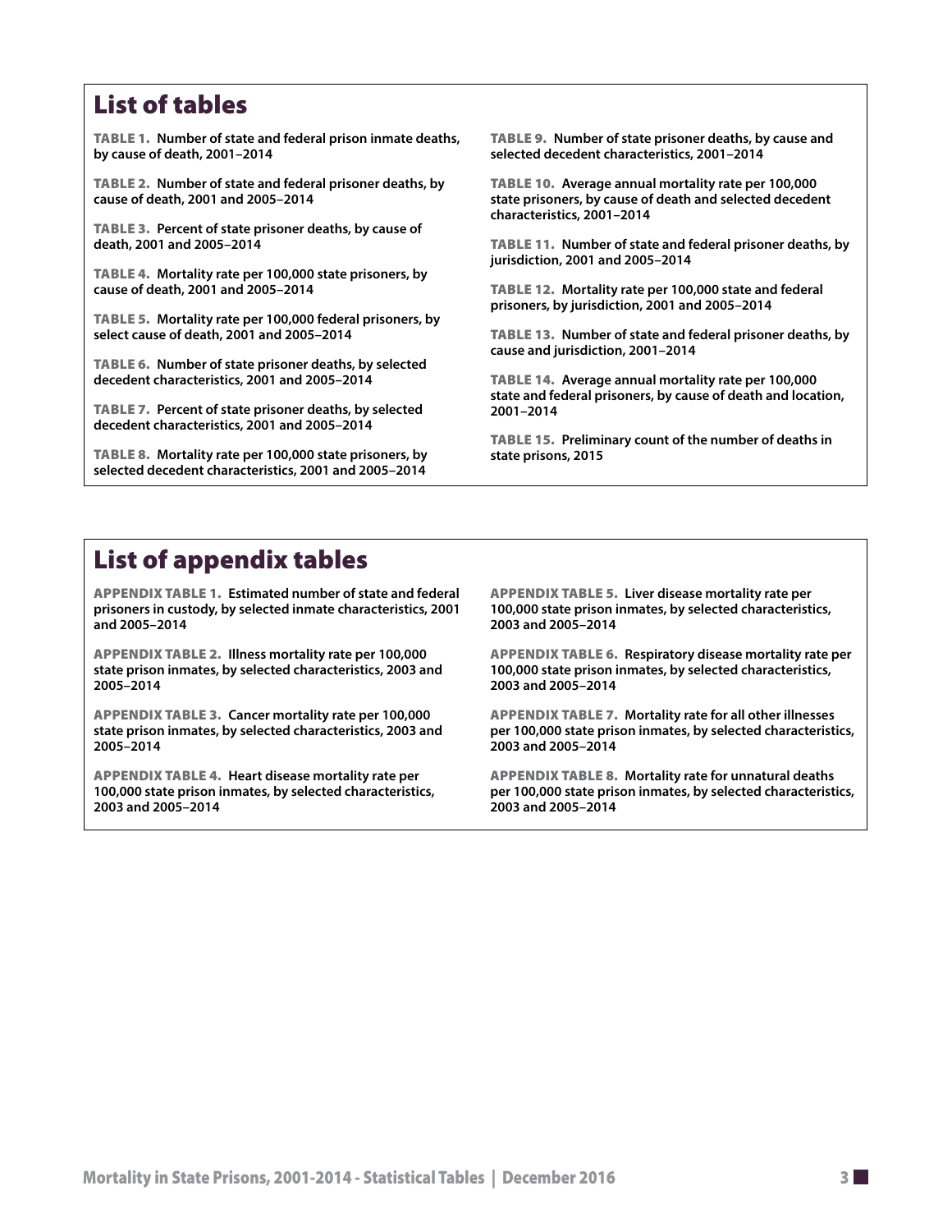## List of tables

**TABLE 1.** **Number of state and federal prison inmate deaths, by cause of death, 2001–2014**

**TABLE 2.** **Number of state and federal prisoner deaths, by cause of death, 2001 and 2005–2014**

**TABLE 3.** **Percent of state prisoner deaths, by cause of death, 2001 and 2005–2014**

**TABLE 4.** **Mortality rate per 100,000 state prisoners, by cause of death, 2001 and 2005–2014**

**TABLE 5.** **Mortality rate per 100,000 federal prisoners, by select cause of death, 2001 and 2005–2014**

**TABLE 6.** **Number of state prisoner deaths, by selected decedent characteristics, 2001 and 2005–2014**

**TABLE 7.** **Percent of state prisoner deaths, by selected decedent characteristics, 2001 and 2005–2014**

**TABLE 8.** **Mortality rate per 100,000 state prisoners, by selected decedent characteristics, 2001 and 2005–2014**

**TABLE 9.** **Number of state prisoner deaths, by cause and selected decedent characteristics, 2001–2014**

**TABLE 10.** **Average annual mortality rate per 100,000 state prisoners, by cause of death and selected decedent characteristics, 2001–2014**

**TABLE 11.** **Number of state and federal prisoner deaths, by jurisdiction, 2001 and 2005–2014**

**TABLE 12.** **Mortality rate per 100,000 state and federal prisoners, by jurisdiction, 2001 and 2005–2014**

**TABLE 13.** **Number of state and federal prisoner deaths, by cause and jurisdiction, 2001–2014**

**TABLE 14.** **Average annual mortality rate per 100,000 state and federal prisoners, by cause of death and location, 2001–2014**

**TABLE 15.** **Preliminary count of the number of deaths in state prisons, 2015**

## List of appendix tables

**APPENDIX TABLE 1.** **Estimated number of state and federal prisoners in custody, by selected inmate characteristics, 2001 and 2005–2014**

**APPENDIX TABLE 2.** **Illness mortality rate per 100,000 state prison inmates, by selected characteristics, 2003 and 2005–2014**

**APPENDIX TABLE 3.** **Cancer mortality rate per 100,000 state prison inmates, by selected characteristics, 2003 and 2005–2014**

**APPENDIX TABLE 4.** **Heart disease mortality rate per 100,000 state prison inmates, by selected characteristics, 2003 and 2005–2014**

**APPENDIX TABLE 5.** **Liver disease mortality rate per 100,000 state prison inmates, by selected characteristics, 2003 and 2005–2014**

**APPENDIX TABLE 6.** **Respiratory disease mortality rate per 100,000 state prison inmates, by selected characteristics, 2003 and 2005–2014**

**APPENDIX TABLE 7.** **Mortality rate for all other illnesses per 100,000 state prison inmates, by selected characteristics, 2003 and 2005–2014**

**APPENDIX TABLE 8.** **Mortality rate for unnatural deaths per 100,000 state prison inmates, by selected characteristics, 2003 and 2005–2014**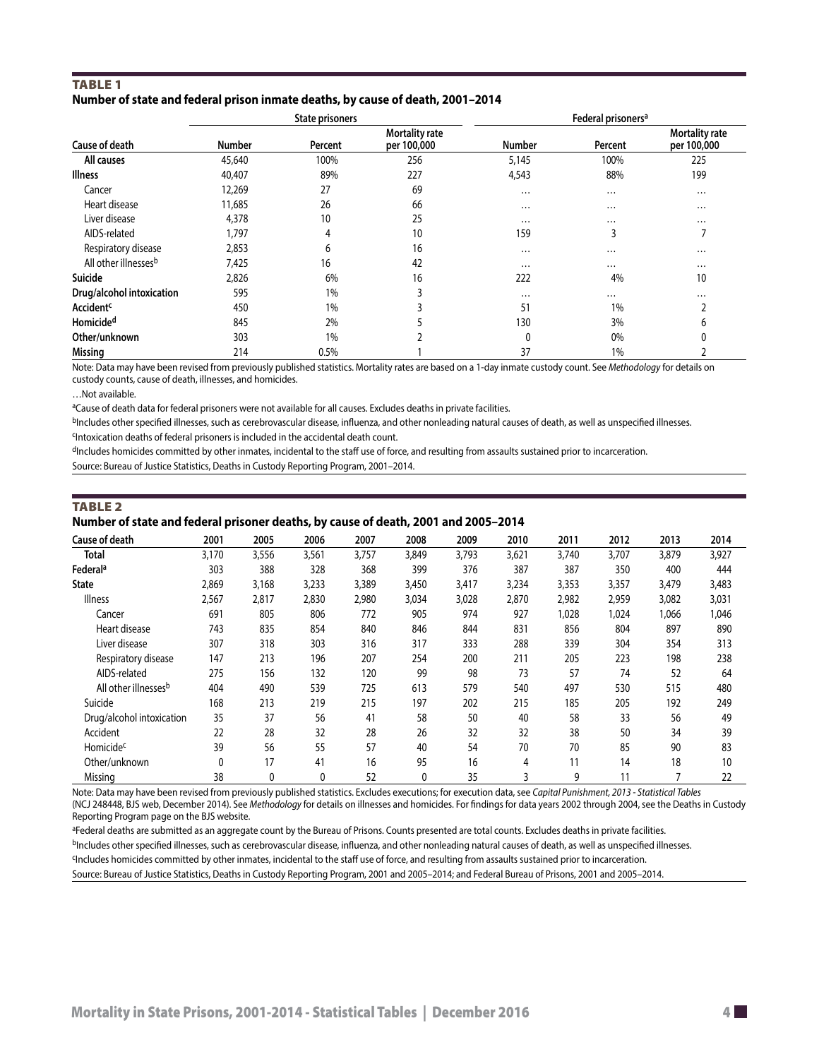## TABLE 1

**Number of state and federal prison inmate deaths, by cause of death, 2001–2014**

| Cause of death | State prisoners | | | Federal prisoners[a] | | |
|---|---|---|---|---|---|---|
| | Number | Percent | Mortality rate per 100,000 | Number | Percent | Mortality rate per 100,000 |
| **All causes** | 45,640 | 100% | 256 | 5,145 | 100% | 225 |
| **Illness** | 40,407 | 89% | 227 | 4,543 | 88% | 199 |
| Cancer | 12,269 | 27 | 69 | … | … | … |
| Heart disease | 11,685 | 26 | 66 | … | … | … |
| Liver disease | 4,378 | 10 | 25 | … | … | … |
| AIDS-related | 1,797 | 4 | 10 | 159 | 3 | 7 |
| Respiratory disease | 2,853 | 6 | 16 | … | … | … |
| All other illnesses[b] | 7,425 | 16 | 42 | … | … | … |
| **Suicide** | 2,826 | 6% | 16 | 222 | 4% | 10 |
| **Drug/alcohol intoxication** | 595 | 1% | 3 | … | … | … |
| **Accident[c]** | 450 | 1% | 3 | 51 | 1% | 2 |
| **Homicide[d]** | 845 | 2% | 5 | 130 | 3% | 6 |
| **Other/unknown** | 303 | 1% | 2 | 0 | 0% | 0 |
| **Missing** | 214 | 0.5% | 1 | 37 | 1% | 2 |

Note: Data may have been revised from previously published statistics. Mortality rates are based on a 1-day inmate custody count. See *Methodology* for details on custody counts, cause of death, illnesses, and homicides.

…Not available.

[a]Cause of death data for federal prisoners were not available for all causes. Excludes deaths in private facilities.

[b]Includes other specified illnesses, such as cerebrovascular disease, influenza, and other nonleading natural causes of death, as well as unspecified illnesses.

[c]Intoxication deaths of federal prisoners is included in the accidental death count.

[d]Includes homicides committed by other inmates, incidental to the staff use of force, and resulting from assaults sustained prior to incarceration.

Source: Bureau of Justice Statistics, Deaths in Custody Reporting Program, 2001–2014.

## TABLE 2

**Number of state and federal prisoner deaths, by cause of death, 2001 and 2005–2014**

| Cause of death | 2001 | 2005 | 2006 | 2007 | 2008 | 2009 | 2010 | 2011 | 2012 | 2013 | 2014 |
|---|---|---|---|---|---|---|---|---|---|---|---|
| **Total** | 3,170 | 3,556 | 3,561 | 3,757 | 3,849 | 3,793 | 3,621 | 3,740 | 3,707 | 3,879 | 3,927 |
| **Federal[a]** | 303 | 388 | 328 | 368 | 399 | 376 | 387 | 387 | 350 | 400 | 444 |
| **State** | 2,869 | 3,168 | 3,233 | 3,389 | 3,450 | 3,417 | 3,234 | 3,353 | 3,357 | 3,479 | 3,483 |
| Illness | 2,567 | 2,817 | 2,830 | 2,980 | 3,034 | 3,028 | 2,870 | 2,982 | 2,959 | 3,082 | 3,031 |
| Cancer | 691 | 805 | 806 | 772 | 905 | 974 | 927 | 1,028 | 1,024 | 1,066 | 1,046 |
| Heart disease | 743 | 835 | 854 | 840 | 846 | 844 | 831 | 856 | 804 | 897 | 890 |
| Liver disease | 307 | 318 | 303 | 316 | 317 | 333 | 288 | 339 | 304 | 354 | 313 |
| Respiratory disease | 147 | 213 | 196 | 207 | 254 | 200 | 211 | 205 | 223 | 198 | 238 |
| AIDS-related | 275 | 156 | 132 | 120 | 99 | 98 | 73 | 57 | 74 | 52 | 64 |
| All other illnesses[b] | 404 | 490 | 539 | 725 | 613 | 579 | 540 | 497 | 530 | 515 | 480 |
| Suicide | 168 | 213 | 219 | 215 | 197 | 202 | 215 | 185 | 205 | 192 | 249 |
| Drug/alcohol intoxication | 35 | 37 | 56 | 41 | 58 | 50 | 40 | 58 | 33 | 56 | 49 |
| Accident | 22 | 28 | 32 | 28 | 26 | 32 | 32 | 38 | 50 | 34 | 39 |
| Homicide[c] | 39 | 56 | 55 | 57 | 40 | 54 | 70 | 70 | 85 | 90 | 83 |
| Other/unknown | 0 | 17 | 41 | 16 | 95 | 16 | 4 | 11 | 14 | 18 | 10 |
| Missing | 38 | 0 | 0 | 52 | 0 | 35 | 3 | 9 | 11 | 7 | 22 |

Note: Data may have been revised from previously published statistics. Excludes executions; for execution data, see *Capital Punishment, 2013 - Statistical Tables* (NCJ 248448, BJS web, December 2014). See *Methodology* for details on illnesses and homicides. For findings for data years 2002 through 2004, see the Deaths in Custody Reporting Program page on the BJS website.

[a]Federal deaths are submitted as an aggregate count by the Bureau of Prisons. Counts presented are total counts. Excludes deaths in private facilities.

[b]Includes other specified illnesses, such as cerebrovascular disease, influenza, and other nonleading natural causes of death, as well as unspecified illnesses.

[c]Includes homicides committed by other inmates, incidental to the staff use of force, and resulting from assaults sustained prior to incarceration.

Source: Bureau of Justice Statistics, Deaths in Custody Reporting Program, 2001 and 2005–2014; and Federal Bureau of Prisons, 2001 and 2005–2014.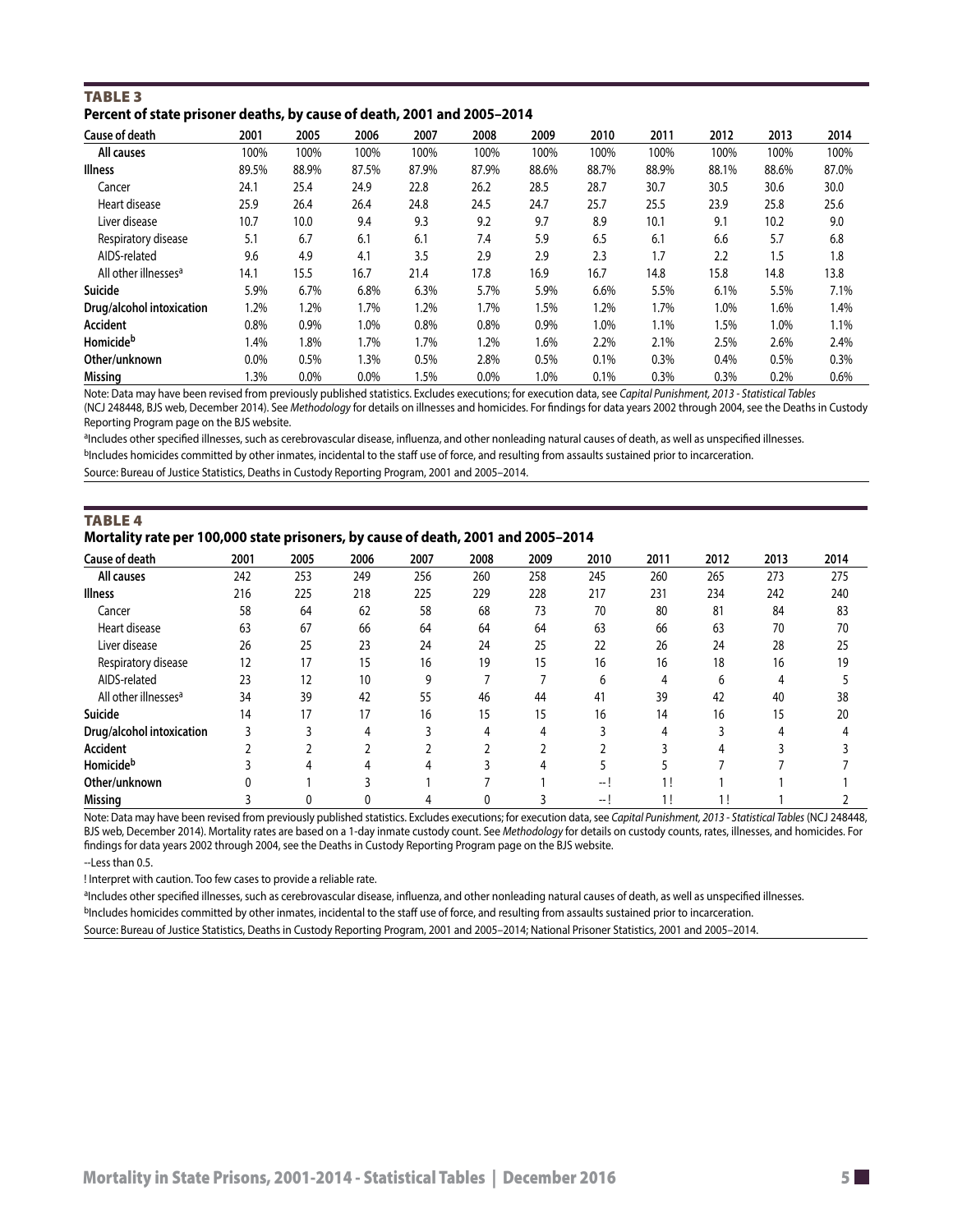**TABLE 3**

**Percent of state prisoner deaths, by cause of death, 2001 and 2005–2014**

| Cause of death | 2001 | 2005 | 2006 | 2007 | 2008 | 2009 | 2010 | 2011 | 2012 | 2013 | 2014 |
|---|---|---|---|---|---|---|---|---|---|---|---|
| **All causes** | 100% | 100% | 100% | 100% | 100% | 100% | 100% | 100% | 100% | 100% | 100% |
| **Illness** | 89.5% | 88.9% | 87.5% | 87.9% | 87.9% | 88.6% | 88.7% | 88.9% | 88.1% | 88.6% | 87.0% |
| Cancer | 24.1 | 25.4 | 24.9 | 22.8 | 26.2 | 28.5 | 28.7 | 30.7 | 30.5 | 30.6 | 30.0 |
| Heart disease | 25.9 | 26.4 | 26.4 | 24.8 | 24.5 | 24.7 | 25.7 | 25.5 | 23.9 | 25.8 | 25.6 |
| Liver disease | 10.7 | 10.0 | 9.4 | 9.3 | 9.2 | 9.7 | 8.9 | 10.1 | 9.1 | 10.2 | 9.0 |
| Respiratory disease | 5.1 | 6.7 | 6.1 | 6.1 | 7.4 | 5.9 | 6.5 | 6.1 | 6.6 | 5.7 | 6.8 |
| AIDS-related | 9.6 | 4.9 | 4.1 | 3.5 | 2.9 | 2.9 | 2.3 | 1.7 | 2.2 | 1.5 | 1.8 |
| All other illnesses[a] | 14.1 | 15.5 | 16.7 | 21.4 | 17.8 | 16.9 | 16.7 | 14.8 | 15.8 | 14.8 | 13.8 |
| **Suicide** | 5.9% | 6.7% | 6.8% | 6.3% | 5.7% | 5.9% | 6.6% | 5.5% | 6.1% | 5.5% | 7.1% |
| **Drug/alcohol intoxication** | 1.2% | 1.2% | 1.7% | 1.2% | 1.7% | 1.5% | 1.2% | 1.7% | 1.0% | 1.6% | 1.4% |
| **Accident** | 0.8% | 0.9% | 1.0% | 0.8% | 0.8% | 0.9% | 1.0% | 1.1% | 1.5% | 1.0% | 1.1% |
| **Homicide[b]** | 1.4% | 1.8% | 1.7% | 1.7% | 1.2% | 1.6% | 2.2% | 2.1% | 2.5% | 2.6% | 2.4% |
| **Other/unknown** | 0.0% | 0.5% | 1.3% | 0.5% | 2.8% | 0.5% | 0.1% | 0.3% | 0.4% | 0.5% | 0.3% |
| **Missing** | 1.3% | 0.0% | 0.0% | 1.5% | 0.0% | 1.0% | 0.1% | 0.3% | 0.3% | 0.2% | 0.6% |

Note: Data may have been revised from previously published statistics. Excludes executions; for execution data, see *Capital Punishment, 2013 - Statistical Tables* (NCJ 248448, BJS web, December 2014). See *Methodology* for details on illnesses and homicides. For findings for data years 2002 through 2004, see the Deaths in Custody Reporting Program page on the BJS website.

[a]Includes other specified illnesses, such as cerebrovascular disease, influenza, and other nonleading natural causes of death, as well as unspecified illnesses.

[b]Includes homicides committed by other inmates, incidental to the staff use of force, and resulting from assaults sustained prior to incarceration.

Source: Bureau of Justice Statistics, Deaths in Custody Reporting Program, 2001 and 2005–2014.

**TABLE 4**

**Mortality rate per 100,000 state prisoners, by cause of death, 2001 and 2005–2014**

| Cause of death | 2001 | 2005 | 2006 | 2007 | 2008 | 2009 | 2010 | 2011 | 2012 | 2013 | 2014 |
|---|---|---|---|---|---|---|---|---|---|---|---|
| **All causes** | 242 | 253 | 249 | 256 | 260 | 258 | 245 | 260 | 265 | 273 | 275 |
| **Illness** | 216 | 225 | 218 | 225 | 229 | 228 | 217 | 231 | 234 | 242 | 240 |
| Cancer | 58 | 64 | 62 | 58 | 68 | 73 | 70 | 80 | 81 | 84 | 83 |
| Heart disease | 63 | 67 | 66 | 64 | 64 | 64 | 63 | 66 | 63 | 70 | 70 |
| Liver disease | 26 | 25 | 23 | 24 | 24 | 25 | 22 | 26 | 24 | 28 | 25 |
| Respiratory disease | 12 | 17 | 15 | 16 | 19 | 15 | 16 | 16 | 18 | 16 | 19 |
| AIDS-related | 23 | 12 | 10 | 9 | 7 | 7 | 6 | 4 | 6 | 4 | 5 |
| All other illnesses[a] | 34 | 39 | 42 | 55 | 46 | 44 | 41 | 39 | 42 | 40 | 38 |
| **Suicide** | 14 | 17 | 17 | 16 | 15 | 15 | 16 | 14 | 16 | 15 | 20 |
| **Drug/alcohol intoxication** | 3 | 3 | 4 | 3 | 4 | 4 | 3 | 4 | 3 | 4 | 4 |
| **Accident** | 2 | 2 | 2 | 2 | 2 | 2 | 2 | 3 | 4 | 3 | 3 |
| **Homicide[b]** | 3 | 4 | 4 | 4 | 3 | 4 | 5 | 5 | 7 | 7 | 7 |
| **Other/unknown** | 0 | 1 | 3 | 1 | 7 | 1 | --! | 1 ! | 1 | 1 | 1 |
| **Missing** | 3 | 0 | 0 | 4 | 0 | 3 | --! | 1 ! | 1 ! | 1 | 2 |

Note: Data may have been revised from previously published statistics. Excludes executions; for execution data, see *Capital Punishment, 2013 - Statistical Tables* (NCJ 248448, BJS web, December 2014). Mortality rates are based on a 1-day inmate custody count. See *Methodology* for details on custody counts, rates, illnesses, and homicides. For findings for data years 2002 through 2004, see the Deaths in Custody Reporting Program page on the BJS website.

--Less than 0.5.

! Interpret with caution. Too few cases to provide a reliable rate.

[a]Includes other specified illnesses, such as cerebrovascular disease, influenza, and other nonleading natural causes of death, as well as unspecified illnesses.

[b]Includes homicides committed by other inmates, incidental to the staff use of force, and resulting from assaults sustained prior to incarceration.

Source: Bureau of Justice Statistics, Deaths in Custody Reporting Program, 2001 and 2005–2014; National Prisoner Statistics, 2001 and 2005–2014.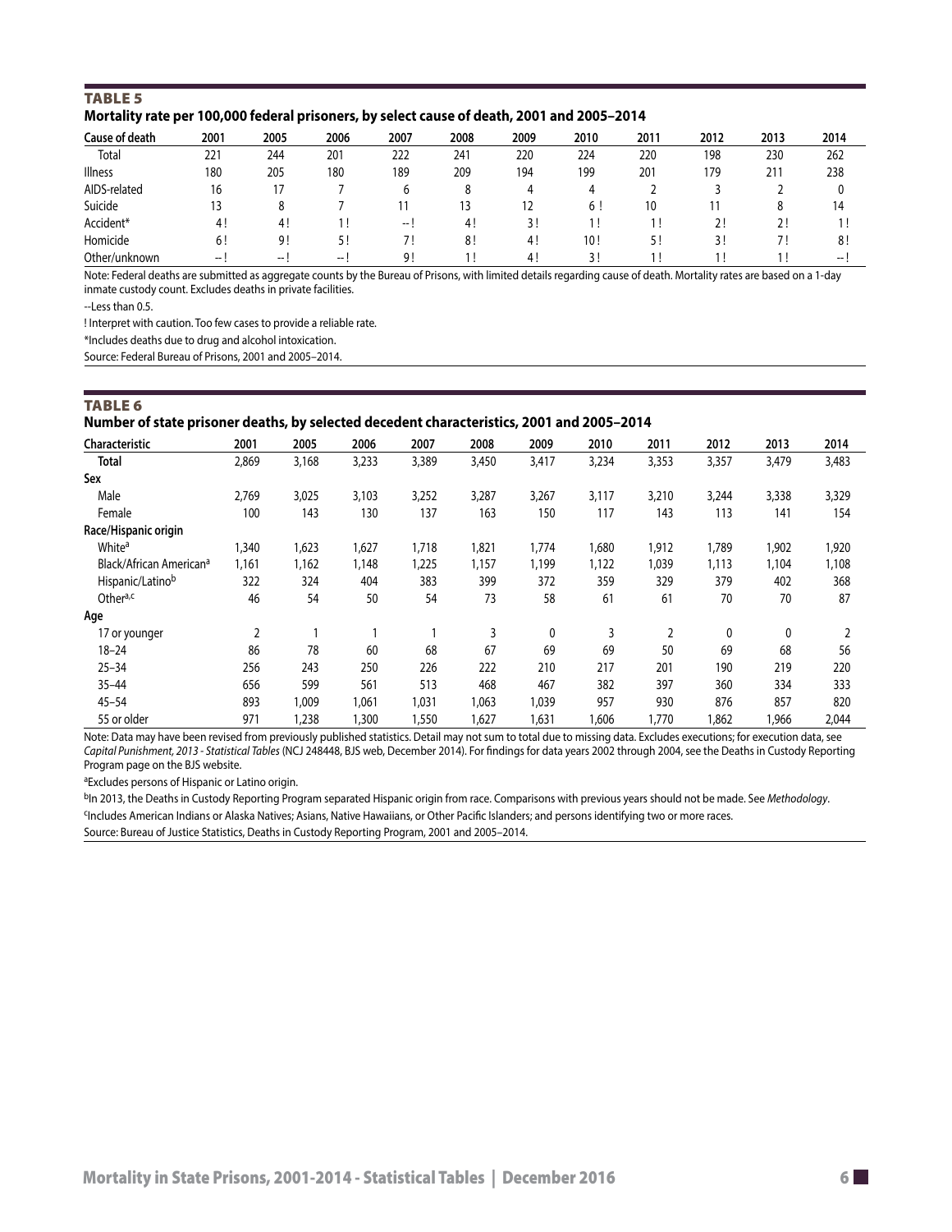## TABLE 5

**Mortality rate per 100,000 federal prisoners, by select cause of death, 2001 and 2005–2014**

| Cause of death | 2001 | 2005 | 2006 | 2007 | 2008 | 2009 | 2010 | 2011 | 2012 | 2013 | 2014 |
|---|---|---|---|---|---|---|---|---|---|---|---|
| Total | 221 | 244 | 201 | 222 | 241 | 220 | 224 | 220 | 198 | 230 | 262 |
| Illness | 180 | 205 | 180 | 189 | 209 | 194 | 199 | 201 | 179 | 211 | 238 |
| AIDS-related | 16 | 17 | 7 | 6 | 8 | 4 | 4 | 2 | 3 | 2 | 0 |
| Suicide | 13 | 8 | 7 | 11 | 13 | 12 | 6 ! | 10 | 11 | 8 | 14 |
| Accident* | 4 ! | 4 ! | 1 ! | -- ! | 4 ! | 3 ! | 1 ! | 1 ! | 2 ! | 2 ! | 1 ! |
| Homicide | 6 ! | 9 ! | 5 ! | 7 ! | 8 ! | 4 ! | 10 ! | 5 ! | 3 ! | 7 ! | 8 ! |
| Other/unknown | -- ! | -- ! | -- ! | 9 ! | 1 ! | 4 ! | 3 ! | 1 ! | 1 ! | 1 ! | -- ! |

Note: Federal deaths are submitted as aggregate counts by the Bureau of Prisons, with limited details regarding cause of death. Mortality rates are based on a 1-day inmate custody count. Excludes deaths in private facilities.

--Less than 0.5.

! Interpret with caution. Too few cases to provide a reliable rate.

*Includes deaths due to drug and alcohol intoxication.

Source: Federal Bureau of Prisons, 2001 and 2005–2014.

## TABLE 6

**Number of state prisoner deaths, by selected decedent characteristics, 2001 and 2005–2014**

| Characteristic | 2001 | 2005 | 2006 | 2007 | 2008 | 2009 | 2010 | 2011 | 2012 | 2013 | 2014 |
|---|---|---|---|---|---|---|---|---|---|---|---|
| **Total** | 2,869 | 3,168 | 3,233 | 3,389 | 3,450 | 3,417 | 3,234 | 3,353 | 3,357 | 3,479 | 3,483 |
| **Sex** | | | | | | | | | | | |
| Male | 2,769 | 3,025 | 3,103 | 3,252 | 3,287 | 3,267 | 3,117 | 3,210 | 3,244 | 3,338 | 3,329 |
| Female | 100 | 143 | 130 | 137 | 163 | 150 | 117 | 143 | 113 | 141 | 154 |
| **Race/Hispanic origin** | | | | | | | | | | | |
| White[a] | 1,340 | 1,623 | 1,627 | 1,718 | 1,821 | 1,774 | 1,680 | 1,912 | 1,789 | 1,902 | 1,920 |
| Black/African American[a] | 1,161 | 1,162 | 1,148 | 1,225 | 1,157 | 1,199 | 1,122 | 1,039 | 1,113 | 1,104 | 1,108 |
| Hispanic/Latino[b] | 322 | 324 | 404 | 383 | 399 | 372 | 359 | 329 | 379 | 402 | 368 |
| Other[a,c] | 46 | 54 | 50 | 54 | 73 | 58 | 61 | 61 | 70 | 70 | 87 |
| **Age** | | | | | | | | | | | |
| 17 or younger | 2 | 1 | 1 | 1 | 3 | 0 | 3 | 2 | 0 | 0 | 2 |
| 18–24 | 86 | 78 | 60 | 68 | 67 | 69 | 69 | 50 | 69 | 68 | 56 |
| 25–34 | 256 | 243 | 250 | 226 | 222 | 210 | 217 | 201 | 190 | 219 | 220 |
| 35–44 | 656 | 599 | 561 | 513 | 468 | 467 | 382 | 397 | 360 | 334 | 333 |
| 45–54 | 893 | 1,009 | 1,061 | 1,031 | 1,063 | 1,039 | 957 | 930 | 876 | 857 | 820 |
| 55 or older | 971 | 1,238 | 1,300 | 1,550 | 1,627 | 1,631 | 1,606 | 1,770 | 1,862 | 1,966 | 2,044 |

Note: Data may have been revised from previously published statistics. Detail may not sum to total due to missing data. Excludes executions; for execution data, see *Capital Punishment, 2013 - Statistical Tables* (NCJ 248448, BJS web, December 2014). For findings for data years 2002 through 2004, see the Deaths in Custody Reporting Program page on the BJS website.

[a]Excludes persons of Hispanic or Latino origin.

[b]In 2013, the Deaths in Custody Reporting Program separated Hispanic origin from race. Comparisons with previous years should not be made. See *Methodology*.

[c]Includes American Indians or Alaska Natives; Asians, Native Hawaiians, or Other Pacific Islanders; and persons identifying two or more races.

Source: Bureau of Justice Statistics, Deaths in Custody Reporting Program, 2001 and 2005–2014.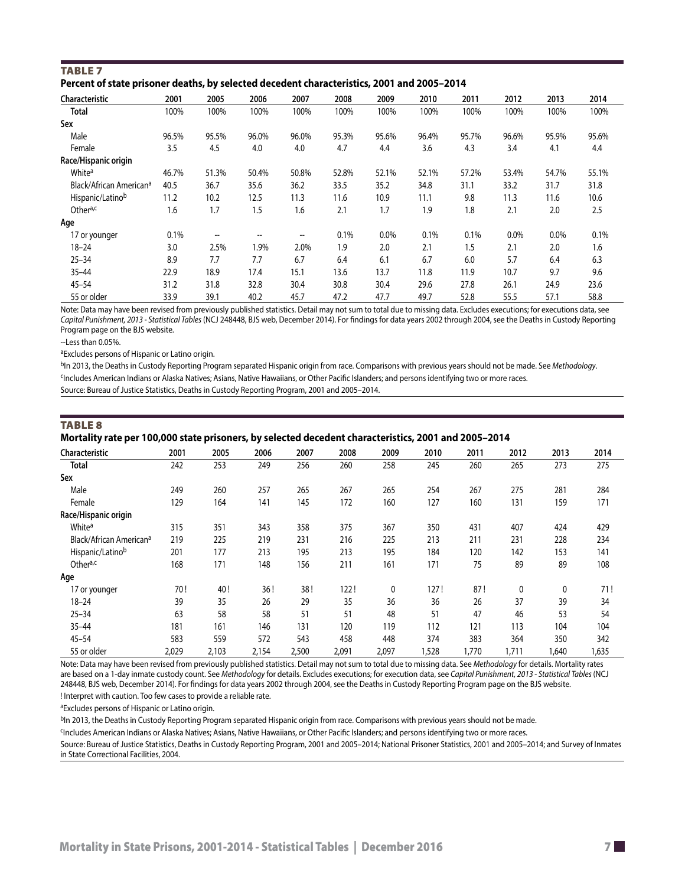### TABLE 7

**Percent of state prisoner deaths, by selected decedent characteristics, 2001 and 2005–2014**

| Characteristic | 2001 | 2005 | 2006 | 2007 | 2008 | 2009 | 2010 | 2011 | 2012 | 2013 | 2014 |
|---|---|---|---|---|---|---|---|---|---|---|---|
| **Total** | 100% | 100% | 100% | 100% | 100% | 100% | 100% | 100% | 100% | 100% | 100% |
| **Sex** | | | | | | | | | | | |
| Male | 96.5% | 95.5% | 96.0% | 96.0% | 95.3% | 95.6% | 96.4% | 95.7% | 96.6% | 95.9% | 95.6% |
| Female | 3.5 | 4.5 | 4.0 | 4.0 | 4.7 | 4.4 | 3.6 | 4.3 | 3.4 | 4.1 | 4.4 |
| **Race/Hispanic origin** | | | | | | | | | | | |
| White[a] | 46.7% | 51.3% | 50.4% | 50.8% | 52.8% | 52.1% | 52.1% | 57.2% | 53.4% | 54.7% | 55.1% |
| Black/African American[a] | 40.5 | 36.7 | 35.6 | 36.2 | 33.5 | 35.2 | 34.8 | 31.1 | 33.2 | 31.7 | 31.8 |
| Hispanic/Latino[b] | 11.2 | 10.2 | 12.5 | 11.3 | 11.6 | 10.9 | 11.1 | 9.8 | 11.3 | 11.6 | 10.6 |
| Other[a,c] | 1.6 | 1.7 | 1.5 | 1.6 | 2.1 | 1.7 | 1.9 | 1.8 | 2.1 | 2.0 | 2.5 |
| **Age** | | | | | | | | | | | |
| 17 or younger | 0.1% | -- | -- | -- | 0.1% | 0.0% | 0.1% | 0.1% | 0.0% | 0.0% | 0.1% |
| 18–24 | 3.0 | 2.5% | 1.9% | 2.0% | 1.9 | 2.0 | 2.1 | 1.5 | 2.1 | 2.0 | 1.6 |
| 25–34 | 8.9 | 7.7 | 7.7 | 6.7 | 6.4 | 6.1 | 6.7 | 6.0 | 5.7 | 6.4 | 6.3 |
| 35–44 | 22.9 | 18.9 | 17.4 | 15.1 | 13.6 | 13.7 | 11.8 | 11.9 | 10.7 | 9.7 | 9.6 |
| 45–54 | 31.2 | 31.8 | 32.8 | 30.4 | 30.8 | 30.4 | 29.6 | 27.8 | 26.1 | 24.9 | 23.6 |
| 55 or older | 33.9 | 39.1 | 40.2 | 45.7 | 47.2 | 47.7 | 49.7 | 52.8 | 55.5 | 57.1 | 58.8 |

Note: Data may have been revised from previously published statistics. Detail may not sum to total due to missing data. Excludes executions; for executions data, see *Capital Punishment, 2013 - Statistical Tables* (NCJ 248448, BJS web, December 2014). For findings for data years 2002 through 2004, see the Deaths in Custody Reporting Program page on the BJS website.

--Less than 0.05%.

[a]Excludes persons of Hispanic or Latino origin.

[b]In 2013, the Deaths in Custody Reporting Program separated Hispanic origin from race. Comparisons with previous years should not be made. See *Methodology*.

[c]Includes American Indians or Alaska Natives; Asians, Native Hawaiians, or Other Pacific Islanders; and persons identifying two or more races.

Source: Bureau of Justice Statistics, Deaths in Custody Reporting Program, 2001 and 2005–2014.

### TABLE 8

**Mortality rate per 100,000 state prisoners, by selected decedent characteristics, 2001 and 2005–2014**

| Characteristic | 2001 | 2005 | 2006 | 2007 | 2008 | 2009 | 2010 | 2011 | 2012 | 2013 | 2014 |
|---|---|---|---|---|---|---|---|---|---|---|---|
| **Total** | 242 | 253 | 249 | 256 | 260 | 258 | 245 | 260 | 265 | 273 | 275 |
| **Sex** | | | | | | | | | | | |
| Male | 249 | 260 | 257 | 265 | 267 | 265 | 254 | 267 | 275 | 281 | 284 |
| Female | 129 | 164 | 141 | 145 | 172 | 160 | 127 | 160 | 131 | 159 | 171 |
| **Race/Hispanic origin** | | | | | | | | | | | |
| White[a] | 315 | 351 | 343 | 358 | 375 | 367 | 350 | 431 | 407 | 424 | 429 |
| Black/African American[a] | 219 | 225 | 219 | 231 | 216 | 225 | 213 | 211 | 231 | 228 | 234 |
| Hispanic/Latino[b] | 201 | 177 | 213 | 195 | 213 | 195 | 184 | 120 | 142 | 153 | 141 |
| Other[a,c] | 168 | 171 | 148 | 156 | 211 | 161 | 171 | 75 | 89 | 89 | 108 |
| **Age** | | | | | | | | | | | |
| 17 or younger | 70 ! | 40 ! | 36 ! | 38 ! | 122 ! | 0 | 127 ! | 87 ! | 0 | 0 | 71 ! |
| 18–24 | 39 | 35 | 26 | 29 | 35 | 36 | 36 | 26 | 37 | 39 | 34 |
| 25–34 | 63 | 58 | 58 | 51 | 51 | 48 | 51 | 47 | 46 | 53 | 54 |
| 35–44 | 181 | 161 | 146 | 131 | 120 | 119 | 112 | 121 | 113 | 104 | 104 |
| 45–54 | 583 | 559 | 572 | 543 | 458 | 448 | 374 | 383 | 364 | 350 | 342 |
| 55 or older | 2,029 | 2,103 | 2,154 | 2,500 | 2,091 | 2,097 | 1,528 | 1,770 | 1,711 | 1,640 | 1,635 |

Note: Data may have been revised from previously published statistics. Detail may not sum to total due to missing data. See *Methodology* for details. Mortality rates are based on a 1-day inmate custody count. See *Methodology* for details. Excludes executions; for execution data, see *Capital Punishment, 2013 - Statistical Tables* (NCJ 248448, BJS web, December 2014). For findings for data years 2002 through 2004, see the Deaths in Custody Reporting Program page on the BJS website.

! Interpret with caution. Too few cases to provide a reliable rate.

[a]Excludes persons of Hispanic or Latino origin.

[b]In 2013, the Deaths in Custody Reporting Program separated Hispanic origin from race. Comparisons with previous years should not be made.

[c]Includes American Indians or Alaska Natives; Asians, Native Hawaiians, or Other Pacific Islanders; and persons identifying two or more races.

Source: Bureau of Justice Statistics, Deaths in Custody Reporting Program, 2001 and 2005–2014; National Prisoner Statistics, 2001 and 2005–2014; and Survey of Inmates in State Correctional Facilities, 2004.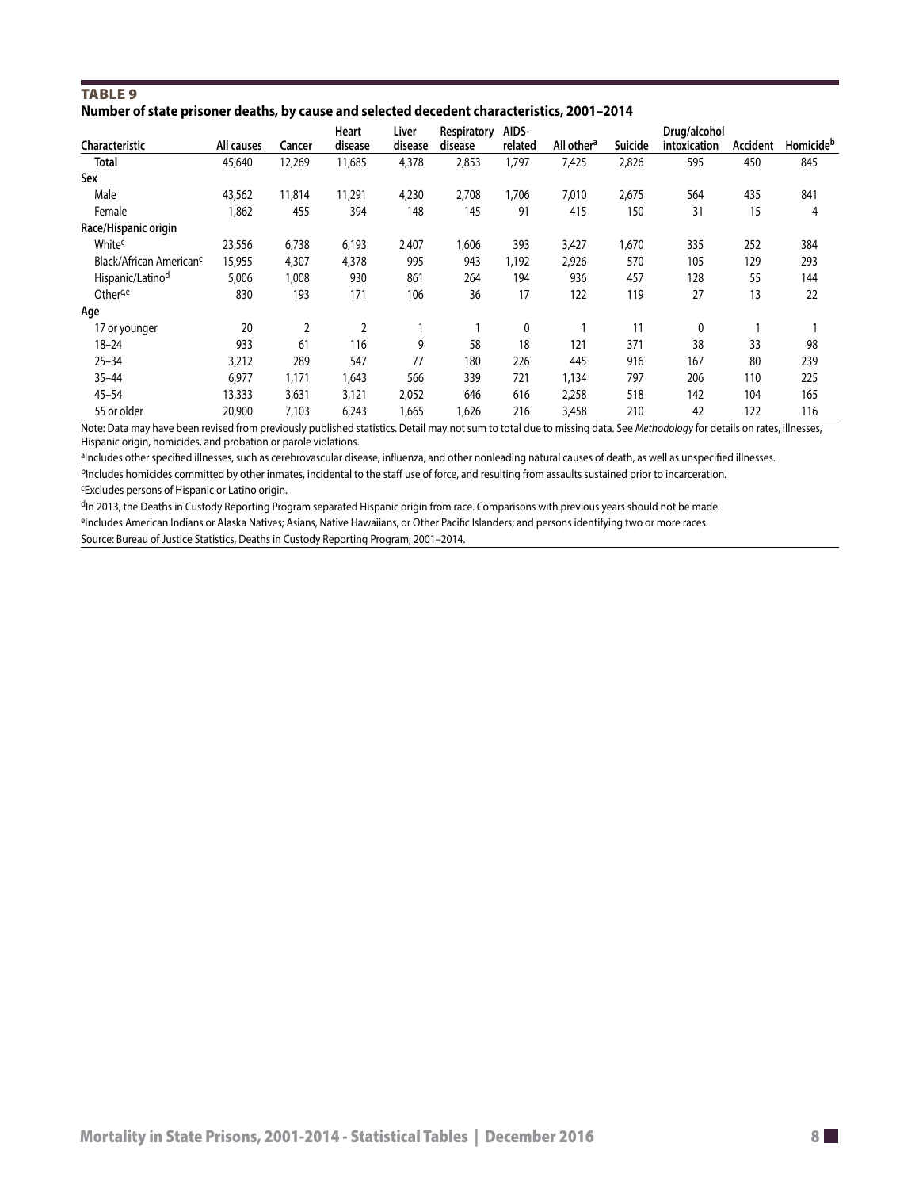## TABLE 9

**Number of state prisoner deaths, by cause and selected decedent characteristics, 2001–2014**

| Characteristic | All causes | Cancer | Heart disease | Liver disease | Respiratory disease | AIDS-related | All other[a] | Suicide | Drug/alcohol intoxication | Accident | Homicide[b] |
|---|---|---|---|---|---|---|---|---|---|---|---|
| **Total** | 45,640 | 12,269 | 11,685 | 4,378 | 2,853 | 1,797 | 7,425 | 2,826 | 595 | 450 | 845 |
| **Sex** | | | | | | | | | | | |
| Male | 43,562 | 11,814 | 11,291 | 4,230 | 2,708 | 1,706 | 7,010 | 2,675 | 564 | 435 | 841 |
| Female | 1,862 | 455 | 394 | 148 | 145 | 91 | 415 | 150 | 31 | 15 | 4 |
| **Race/Hispanic origin** | | | | | | | | | | | |
| White[c] | 23,556 | 6,738 | 6,193 | 2,407 | 1,606 | 393 | 3,427 | 1,670 | 335 | 252 | 384 |
| Black/African American[c] | 15,955 | 4,307 | 4,378 | 995 | 943 | 1,192 | 2,926 | 570 | 105 | 129 | 293 |
| Hispanic/Latino[d] | 5,006 | 1,008 | 930 | 861 | 264 | 194 | 936 | 457 | 128 | 55 | 144 |
| Other[c,e] | 830 | 193 | 171 | 106 | 36 | 17 | 122 | 119 | 27 | 13 | 22 |
| **Age** | | | | | | | | | | | |
| 17 or younger | 20 | 2 | 2 | 1 | 1 | 0 | 1 | 11 | 0 | 1 | 1 |
| 18–24 | 933 | 61 | 116 | 9 | 58 | 18 | 121 | 371 | 38 | 33 | 98 |
| 25–34 | 3,212 | 289 | 547 | 77 | 180 | 226 | 445 | 916 | 167 | 80 | 239 |
| 35–44 | 6,977 | 1,171 | 1,643 | 566 | 339 | 721 | 1,134 | 797 | 206 | 110 | 225 |
| 45–54 | 13,333 | 3,631 | 3,121 | 2,052 | 646 | 616 | 2,258 | 518 | 142 | 104 | 165 |
| 55 or older | 20,900 | 7,103 | 6,243 | 1,665 | 1,626 | 216 | 3,458 | 210 | 42 | 122 | 116 |

Note: Data may have been revised from previously published statistics. Detail may not sum to total due to missing data. See *Methodology* for details on rates, illnesses, Hispanic origin, homicides, and probation or parole violations.

[a]Includes other specified illnesses, such as cerebrovascular disease, influenza, and other nonleading natural causes of death, as well as unspecified illnesses.

[b]Includes homicides committed by other inmates, incidental to the staff use of force, and resulting from assaults sustained prior to incarceration.

[c]Excludes persons of Hispanic or Latino origin.

[d]In 2013, the Deaths in Custody Reporting Program separated Hispanic origin from race. Comparisons with previous years should not be made.

[e]Includes American Indians or Alaska Natives; Asians, Native Hawaiians, or Other Pacific Islanders; and persons identifying two or more races.

Source: Bureau of Justice Statistics, Deaths in Custody Reporting Program, 2001–2014.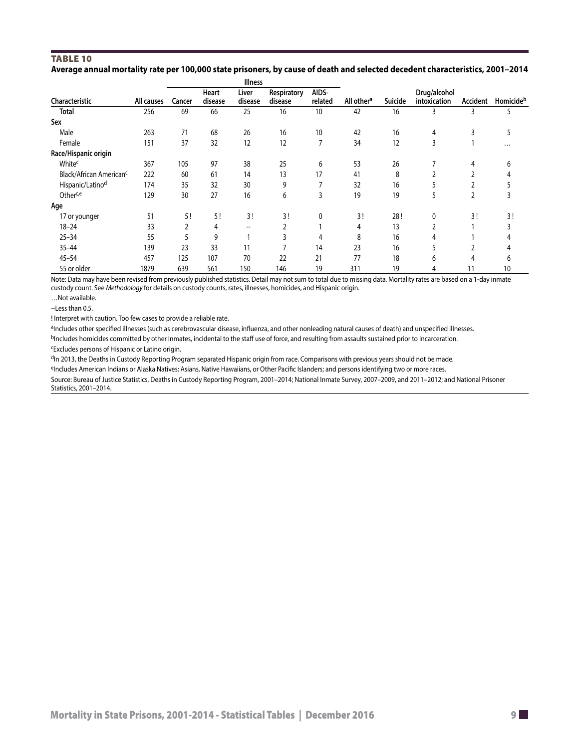# TABLE 10

**Average annual mortality rate per 100,000 state prisoners, by cause of death and selected decedent characteristics, 2001–2014**

| | | Illness | | | | | | | | | |
|---|---|---|---|---|---|---|---|---|---|---|---|
| Characteristic | All causes | Cancer | Heart disease | Liver disease | Respiratory disease | AIDS-related | All other[a] | Suicide | Drug/alcohol intoxication | Accident | Homicide[b] |
| **Total** | 256 | 69 | 66 | 25 | 16 | 10 | 42 | 16 | 3 | 3 | 5 |
| **Sex** | | | | | | | | | | | |
| Male | 263 | 71 | 68 | 26 | 16 | 10 | 42 | 16 | 4 | 3 | 5 |
| Female | 151 | 37 | 32 | 12 | 12 | 7 | 34 | 12 | 3 | 1 | … |
| **Race/Hispanic origin** | | | | | | | | | | | |
| White[c] | 367 | 105 | 97 | 38 | 25 | 6 | 53 | 26 | 7 | 4 | 6 |
| Black/African American[c] | 222 | 60 | 61 | 14 | 13 | 17 | 41 | 8 | 2 | 2 | 4 |
| Hispanic/Latino[d] | 174 | 35 | 32 | 30 | 9 | 7 | 32 | 16 | 5 | 2 | 5 |
| Other[c,e] | 129 | 30 | 27 | 16 | 6 | 3 | 19 | 19 | 5 | 2 | 3 |
| **Age** | | | | | | | | | | | |
| 17 or younger | 51 | 5 ! | 5 ! | 3 ! | 3 ! | 0 | 3 ! | 28 ! | 0 | 3 ! | 3 ! |
| 18–24 | 33 | 2 | 4 | -- | 2 | 1 | 4 | 13 | 2 | 1 | 3 |
| 25–34 | 55 | 5 | 9 | 1 | 3 | 4 | 8 | 16 | 4 | 1 | 4 |
| 35–44 | 139 | 23 | 33 | 11 | 7 | 14 | 23 | 16 | 5 | 2 | 4 |
| 45–54 | 457 | 125 | 107 | 70 | 22 | 21 | 77 | 18 | 6 | 4 | 6 |
| 55 or older | 1879 | 639 | 561 | 150 | 146 | 19 | 311 | 19 | 4 | 11 | 10 |

Note: Data may have been revised from previously published statistics. Detail may not sum to total due to missing data. Mortality rates are based on a 1-day inmate custody count. See *Methodology* for details on custody counts, rates, illnesses, homicides, and Hispanic origin.

…Not available.

--Less than 0.5.

! Interpret with caution. Too few cases to provide a reliable rate.

[a]Includes other specified illnesses (such as cerebrovascular disease, influenza, and other nonleading natural causes of death) and unspecified illnesses.

[b]Includes homicides committed by other inmates, incidental to the staff use of force, and resulting from assaults sustained prior to incarceration.

[c]Excludes persons of Hispanic or Latino origin.

[d]In 2013, the Deaths in Custody Reporting Program separated Hispanic origin from race. Comparisons with previous years should not be made.

[e]Includes American Indians or Alaska Natives; Asians, Native Hawaiians, or Other Pacific Islanders; and persons identifying two or more races.

Source: Bureau of Justice Statistics, Deaths in Custody Reporting Program, 2001–2014; National Inmate Survey, 2007–2009, and 2011–2012; and National Prisoner Statistics, 2001–2014.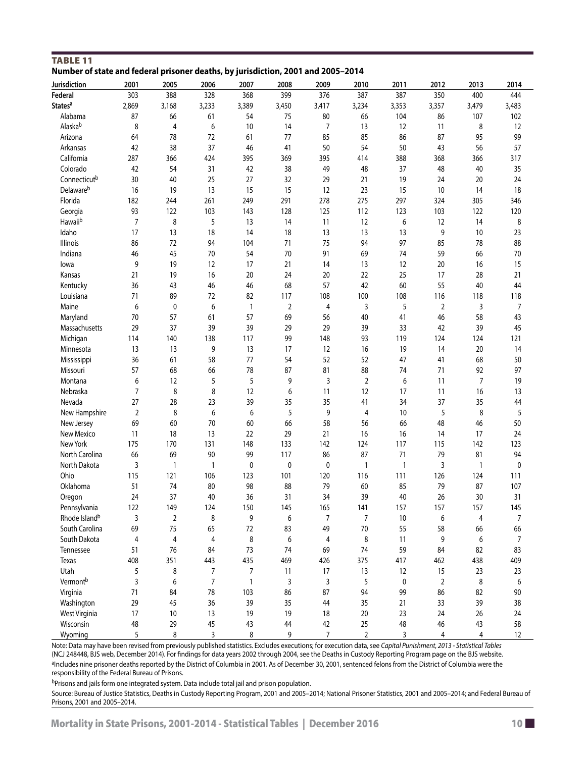**TABLE 11**

**Number of state and federal prisoner deaths, by jurisdiction, 2001 and 2005–2014**

| Jurisdiction | 2001 | 2005 | 2006 | 2007 | 2008 | 2009 | 2010 | 2011 | 2012 | 2013 | 2014 |
|---|---|---|---|---|---|---|---|---|---|---|---|
| **Federal** | 303 | 388 | 328 | 368 | 399 | 376 | 387 | 387 | 350 | 400 | 444 |
| **States**[a] | 2,869 | 3,168 | 3,233 | 3,389 | 3,450 | 3,417 | 3,234 | 3,353 | 3,357 | 3,479 | 3,483 |
| Alabama | 87 | 66 | 61 | 54 | 75 | 80 | 66 | 104 | 86 | 107 | 102 |
| Alaska[b] | 8 | 4 | 6 | 10 | 14 | 7 | 13 | 12 | 11 | 8 | 12 |
| Arizona | 64 | 78 | 72 | 61 | 77 | 85 | 85 | 86 | 87 | 95 | 99 |
| Arkansas | 42 | 38 | 37 | 46 | 41 | 50 | 54 | 50 | 43 | 56 | 57 |
| California | 287 | 366 | 424 | 395 | 369 | 395 | 414 | 388 | 368 | 366 | 317 |
| Colorado | 42 | 54 | 31 | 42 | 38 | 49 | 48 | 37 | 48 | 40 | 35 |
| Connecticut[b] | 30 | 40 | 25 | 27 | 32 | 29 | 21 | 19 | 24 | 20 | 24 |
| Delaware[b] | 16 | 19 | 13 | 15 | 15 | 12 | 23 | 15 | 10 | 14 | 18 |
| Florida | 182 | 244 | 261 | 249 | 291 | 278 | 275 | 297 | 324 | 305 | 346 |
| Georgia | 93 | 122 | 103 | 143 | 128 | 125 | 112 | 123 | 103 | 122 | 120 |
| Hawaii[b] | 7 | 8 | 5 | 13 | 14 | 11 | 12 | 6 | 12 | 14 | 8 |
| Idaho | 17 | 13 | 18 | 14 | 18 | 13 | 13 | 13 | 9 | 10 | 23 |
| Illinois | 86 | 72 | 94 | 104 | 71 | 75 | 94 | 97 | 85 | 78 | 88 |
| Indiana | 46 | 45 | 70 | 54 | 70 | 91 | 69 | 74 | 59 | 66 | 70 |
| Iowa | 9 | 19 | 12 | 17 | 21 | 14 | 13 | 12 | 20 | 16 | 15 |
| Kansas | 21 | 19 | 16 | 20 | 24 | 20 | 22 | 25 | 17 | 28 | 21 |
| Kentucky | 36 | 43 | 46 | 46 | 68 | 57 | 42 | 60 | 55 | 40 | 44 |
| Louisiana | 71 | 89 | 72 | 82 | 117 | 108 | 100 | 108 | 116 | 118 | 118 |
| Maine | 6 | 0 | 6 | 1 | 2 | 4 | 3 | 5 | 2 | 3 | 7 |
| Maryland | 70 | 57 | 61 | 57 | 69 | 56 | 40 | 41 | 46 | 58 | 43 |
| Massachusetts | 29 | 37 | 39 | 39 | 29 | 29 | 39 | 33 | 42 | 39 | 45 |
| Michigan | 114 | 140 | 138 | 117 | 99 | 148 | 93 | 119 | 124 | 124 | 121 |
| Minnesota | 13 | 13 | 9 | 13 | 17 | 12 | 16 | 19 | 14 | 20 | 14 |
| Mississippi | 36 | 61 | 58 | 77 | 54 | 52 | 52 | 47 | 41 | 68 | 50 |
| Missouri | 57 | 68 | 66 | 78 | 87 | 81 | 88 | 74 | 71 | 92 | 97 |
| Montana | 6 | 12 | 5 | 5 | 9 | 3 | 2 | 6 | 11 | 7 | 19 |
| Nebraska | 7 | 8 | 8 | 12 | 6 | 11 | 12 | 17 | 11 | 16 | 13 |
| Nevada | 27 | 28 | 23 | 39 | 35 | 35 | 41 | 34 | 37 | 35 | 44 |
| New Hampshire | 2 | 8 | 6 | 6 | 5 | 9 | 4 | 10 | 5 | 8 | 5 |
| New Jersey | 69 | 60 | 70 | 60 | 66 | 58 | 56 | 66 | 48 | 46 | 50 |
| New Mexico | 11 | 18 | 13 | 22 | 29 | 21 | 16 | 16 | 14 | 17 | 24 |
| New York | 175 | 170 | 131 | 148 | 133 | 142 | 124 | 117 | 115 | 142 | 123 |
| North Carolina | 66 | 69 | 90 | 99 | 117 | 86 | 87 | 71 | 79 | 81 | 94 |
| North Dakota | 3 | 1 | 1 | 0 | 0 | 0 | 1 | 1 | 3 | 1 | 0 |
| Ohio | 115 | 121 | 106 | 123 | 101 | 120 | 116 | 111 | 126 | 124 | 111 |
| Oklahoma | 51 | 74 | 80 | 98 | 88 | 79 | 60 | 85 | 79 | 87 | 107 |
| Oregon | 24 | 37 | 40 | 36 | 31 | 34 | 39 | 40 | 26 | 30 | 31 |
| Pennsylvania | 122 | 149 | 124 | 150 | 145 | 165 | 141 | 157 | 157 | 157 | 145 |
| Rhode Island[b] | 3 | 2 | 8 | 9 | 6 | 7 | 7 | 10 | 6 | 4 | 7 |
| South Carolina | 69 | 75 | 65 | 72 | 83 | 49 | 70 | 55 | 58 | 66 | 66 |
| South Dakota | 4 | 4 | 4 | 8 | 6 | 4 | 8 | 11 | 9 | 6 | 7 |
| Tennessee | 51 | 76 | 84 | 73 | 74 | 69 | 74 | 59 | 84 | 82 | 83 |
| Texas | 408 | 351 | 443 | 435 | 469 | 426 | 375 | 417 | 462 | 438 | 409 |
| Utah | 5 | 8 | 7 | 7 | 11 | 17 | 13 | 12 | 15 | 23 | 23 |
| Vermont[b] | 3 | 6 | 7 | 1 | 3 | 3 | 5 | 0 | 2 | 8 | 6 |
| Virginia | 71 | 84 | 78 | 103 | 86 | 87 | 94 | 99 | 86 | 82 | 90 |
| Washington | 29 | 45 | 36 | 39 | 35 | 44 | 35 | 21 | 33 | 39 | 38 |
| West Virginia | 17 | 10 | 13 | 19 | 19 | 18 | 20 | 23 | 24 | 26 | 24 |
| Wisconsin | 48 | 29 | 45 | 43 | 44 | 42 | 25 | 48 | 46 | 43 | 58 |
| Wyoming | 5 | 8 | 3 | 8 | 9 | 7 | 2 | 3 | 4 | 4 | 12 |

Note: Data may have been revised from previously published statistics. Excludes executions; for execution data, see *Capital Punishment, 2013 - Statistical Tables* (NCJ 248448, BJS web, December 2014). For findings for data years 2002 through 2004, see the Deaths in Custody Reporting Program page on the BJS website.

[a]Includes nine prisoner deaths reported by the District of Columbia in 2001. As of December 30, 2001, sentenced felons from the District of Columbia were the responsibility of the Federal Bureau of Prisons.

[b]Prisons and jails form one integrated system. Data include total jail and prison population.

Source: Bureau of Justice Statistics, Deaths in Custody Reporting Program, 2001 and 2005–2014; National Prisoner Statistics, 2001 and 2005–2014; and Federal Bureau of Prisons, 2001 and 2005–2014.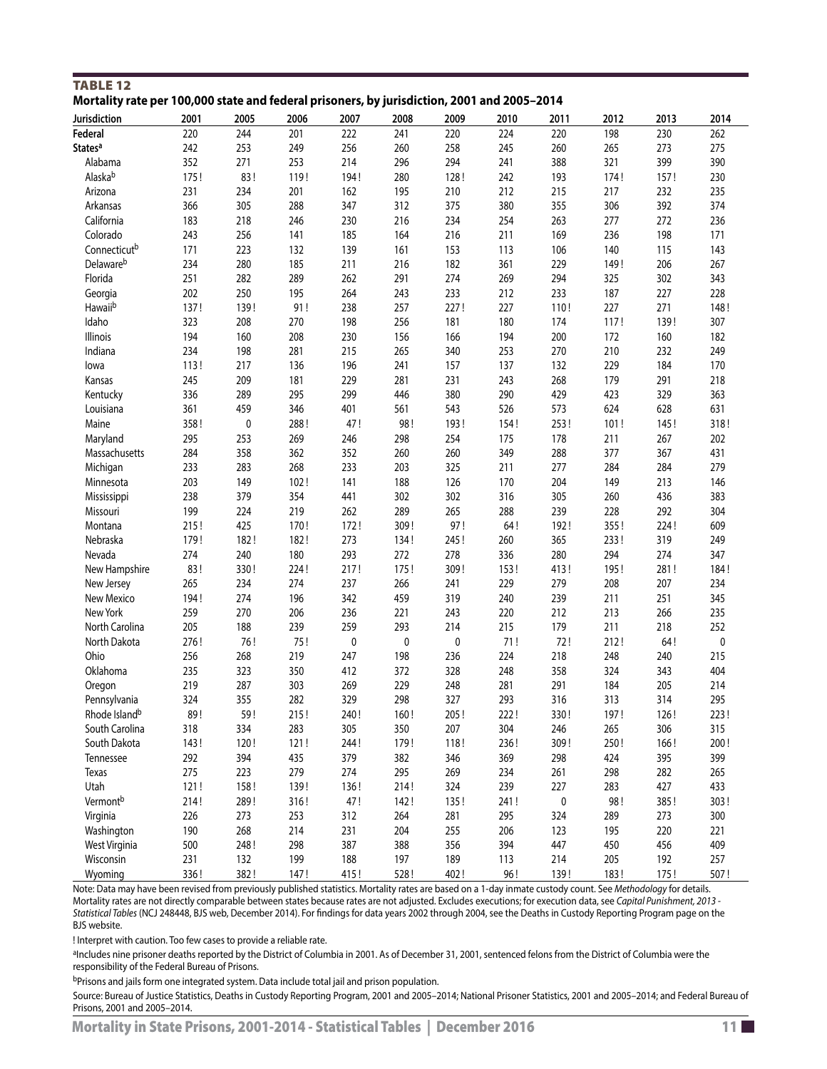**TABLE 12**

**Mortality rate per 100,000 state and federal prisoners, by jurisdiction, 2001 and 2005–2014**

| Jurisdiction | 2001 | 2005 | 2006 | 2007 | 2008 | 2009 | 2010 | 2011 | 2012 | 2013 | 2014 |
|---|---|---|---|---|---|---|---|---|---|---|---|
| **Federal** | 220 | 244 | 201 | 222 | 241 | 220 | 224 | 220 | 198 | 230 | 262 |
| **States**[a] | 242 | 253 | 249 | 256 | 260 | 258 | 245 | 260 | 265 | 273 | 275 |
| Alabama | 352 | 271 | 253 | 214 | 296 | 294 | 241 | 388 | 321 | 399 | 390 |
| Alaska[b] | 175 ! | 83 ! | 119 ! | 194 ! | 280 | 128 ! | 242 | 193 | 174 ! | 157 ! | 230 |
| Arizona | 231 | 234 | 201 | 162 | 195 | 210 | 212 | 215 | 217 | 232 | 235 |
| Arkansas | 366 | 305 | 288 | 347 | 312 | 375 | 380 | 355 | 306 | 392 | 374 |
| California | 183 | 218 | 246 | 230 | 216 | 234 | 254 | 263 | 277 | 272 | 236 |
| Colorado | 243 | 256 | 141 | 185 | 164 | 216 | 211 | 169 | 236 | 198 | 171 |
| Connecticut[b] | 171 | 223 | 132 | 139 | 161 | 153 | 113 | 106 | 140 | 115 | 143 |
| Delaware[b] | 234 | 280 | 185 | 211 | 216 | 182 | 361 | 229 | 149 ! | 206 | 267 |
| Florida | 251 | 282 | 289 | 262 | 291 | 274 | 269 | 294 | 325 | 302 | 343 |
| Georgia | 202 | 250 | 195 | 264 | 243 | 233 | 212 | 233 | 187 | 227 | 228 |
| Hawaii[b] | 137 ! | 139 ! | 91 ! | 238 | 257 | 227 ! | 227 | 110 ! | 227 | 271 | 148 ! |
| Idaho | 323 | 208 | 270 | 198 | 256 | 181 | 180 | 174 | 117 ! | 139 ! | 307 |
| Illinois | 194 | 160 | 208 | 230 | 156 | 166 | 194 | 200 | 172 | 160 | 182 |
| Indiana | 234 | 198 | 281 | 215 | 265 | 340 | 253 | 270 | 210 | 232 | 249 |
| Iowa | 113 ! | 217 | 136 | 196 | 241 | 157 | 137 | 132 | 229 | 184 | 170 |
| Kansas | 245 | 209 | 181 | 229 | 281 | 231 | 243 | 268 | 179 | 291 | 218 |
| Kentucky | 336 | 289 | 295 | 299 | 446 | 380 | 290 | 429 | 423 | 329 | 363 |
| Louisiana | 361 | 459 | 346 | 401 | 561 | 543 | 526 | 573 | 624 | 628 | 631 |
| Maine | 358 ! | 0 | 288 ! | 47 ! | 98 ! | 193 ! | 154 ! | 253 ! | 101 ! | 145 ! | 318 ! |
| Maryland | 295 | 253 | 269 | 246 | 298 | 254 | 175 | 178 | 211 | 267 | 202 |
| Massachusetts | 284 | 358 | 362 | 352 | 260 | 260 | 349 | 288 | 377 | 367 | 431 |
| Michigan | 233 | 283 | 268 | 233 | 203 | 325 | 211 | 277 | 284 | 284 | 279 |
| Minnesota | 203 | 149 | 102 ! | 141 | 188 | 126 | 170 | 204 | 149 | 213 | 146 |
| Mississippi | 238 | 379 | 354 | 441 | 302 | 302 | 316 | 305 | 260 | 436 | 383 |
| Missouri | 199 | 224 | 219 | 262 | 289 | 265 | 288 | 239 | 228 | 292 | 304 |
| Montana | 215 ! | 425 | 170 ! | 172 ! | 309 ! | 97 ! | 64 ! | 192 ! | 355 ! | 224 ! | 609 |
| Nebraska | 179 ! | 182 ! | 182 ! | 273 | 134 ! | 245 ! | 260 | 365 | 233 ! | 319 | 249 |
| Nevada | 274 | 240 | 180 | 293 | 272 | 278 | 336 | 280 | 294 | 274 | 347 |
| New Hampshire | 83 ! | 330 ! | 224 ! | 217 ! | 175 ! | 309 ! | 153 ! | 413 ! | 195 ! | 281 ! | 184 ! |
| New Jersey | 265 | 234 | 274 | 237 | 266 | 241 | 229 | 279 | 208 | 207 | 234 |
| New Mexico | 194 ! | 274 | 196 | 342 | 459 | 319 | 240 | 239 | 211 | 251 | 345 |
| New York | 259 | 270 | 206 | 236 | 221 | 243 | 220 | 212 | 213 | 266 | 235 |
| North Carolina | 205 | 188 | 239 | 259 | 293 | 214 | 215 | 179 | 211 | 218 | 252 |
| North Dakota | 276 ! | 76 ! | 75 ! | 0 | 0 | 0 | 71 ! | 72 ! | 212 ! | 64 ! | 0 |
| Ohio | 256 | 268 | 219 | 247 | 198 | 236 | 224 | 218 | 248 | 240 | 215 |
| Oklahoma | 235 | 323 | 350 | 412 | 372 | 328 | 248 | 358 | 324 | 343 | 404 |
| Oregon | 219 | 287 | 303 | 269 | 229 | 248 | 281 | 291 | 184 | 205 | 214 |
| Pennsylvania | 324 | 355 | 282 | 329 | 298 | 327 | 293 | 316 | 313 | 314 | 295 |
| Rhode Island[b] | 89 ! | 59 ! | 215 ! | 240 ! | 160 ! | 205 ! | 222 ! | 330 ! | 197 ! | 126 ! | 223 ! |
| South Carolina | 318 | 334 | 283 | 305 | 350 | 207 | 304 | 246 | 265 | 306 | 315 |
| South Dakota | 143 ! | 120 ! | 121 ! | 244 ! | 179 ! | 118 ! | 236 ! | 309 ! | 250 ! | 166 ! | 200 ! |
| Tennessee | 292 | 394 | 435 | 379 | 382 | 346 | 369 | 298 | 424 | 395 | 399 |
| Texas | 275 | 223 | 279 | 274 | 295 | 269 | 234 | 261 | 298 | 282 | 265 |
| Utah | 121 ! | 158 ! | 139 ! | 136 ! | 214 ! | 324 | 239 | 227 | 283 | 427 | 433 |
| Vermont[b] | 214 ! | 289 ! | 316 ! | 47 ! | 142 ! | 135 ! | 241 ! | 0 | 98 ! | 385 ! | 303 ! |
| Virginia | 226 | 273 | 253 | 312 | 264 | 281 | 295 | 324 | 289 | 273 | 300 |
| Washington | 190 | 268 | 214 | 231 | 204 | 255 | 206 | 123 | 195 | 220 | 221 |
| West Virginia | 500 | 248 ! | 298 | 387 | 388 | 356 | 394 | 447 | 450 | 456 | 409 |
| Wisconsin | 231 | 132 | 199 | 188 | 197 | 189 | 113 | 214 | 205 | 192 | 257 |
| Wyoming | 336 ! | 382 ! | 147 ! | 415 ! | 528 ! | 402 ! | 96 ! | 139 ! | 183 ! | 175 ! | 507 ! |

Note: Data may have been revised from previously published statistics. Mortality rates are based on a 1-day inmate custody count. See *Methodology* for details. Mortality rates are not directly comparable between states because rates are not adjusted. Excludes executions; for execution data, see *Capital Punishment, 2013 - Statistical Tables* (NCJ 248448, BJS web, December 2014). For findings for data years 2002 through 2004, see the Deaths in Custody Reporting Program page on the BJS website.

! Interpret with caution. Too few cases to provide a reliable rate.

[a]Includes nine prisoner deaths reported by the District of Columbia in 2001. As of December 31, 2001, sentenced felons from the District of Columbia were the responsibility of the Federal Bureau of Prisons.

[b]Prisons and jails form one integrated system. Data include total jail and prison population.

Source: Bureau of Justice Statistics, Deaths in Custody Reporting Program, 2001 and 2005–2014; National Prisoner Statistics, 2001 and 2005–2014; and Federal Bureau of Prisons, 2001 and 2005–2014.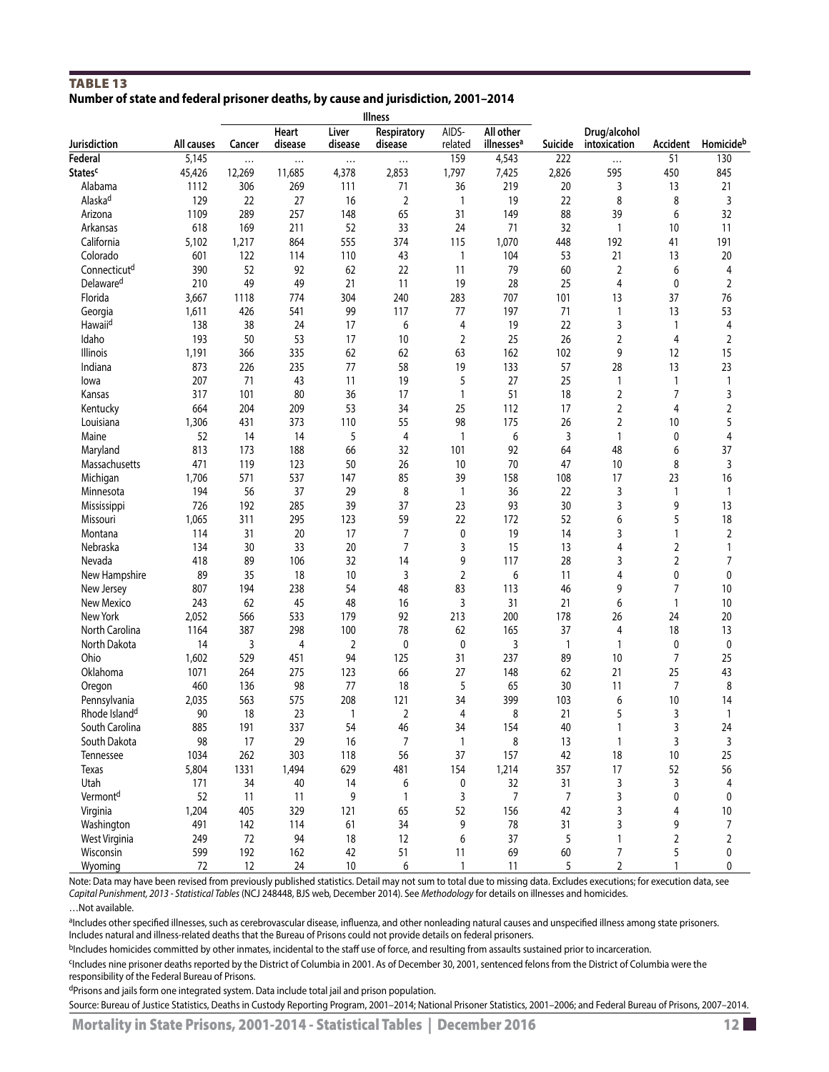## TABLE 13

**Number of state and federal prisoner deaths, by cause and jurisdiction, 2001–2014**

| | | Illness | | | | | | | | | |
|---|---|---|---|---|---|---|---|---|---|---|---|
| Jurisdiction | All causes | Cancer | Heart disease | Liver disease | Respiratory disease | AIDS-related | All other illnesses[a] | Suicide | Drug/alcohol intoxication | Accident | Homicide[b] |
| **Federal** | 5,145 | … | … | … | … | 159 | 4,543 | 222 | … | 51 | 130 |
| **States[c]** | 45,426 | 12,269 | 11,685 | 4,378 | 2,853 | 1,797 | 7,425 | 2,826 | 595 | 450 | 845 |
| Alabama | 1112 | 306 | 269 | 111 | 71 | 36 | 219 | 20 | 3 | 13 | 21 |
| Alaska[d] | 129 | 22 | 27 | 16 | 2 | 1 | 19 | 22 | 8 | 8 | 3 |
| Arizona | 1109 | 289 | 257 | 148 | 65 | 31 | 149 | 88 | 39 | 6 | 32 |
| Arkansas | 618 | 169 | 211 | 52 | 33 | 24 | 71 | 32 | 1 | 10 | 11 |
| California | 5,102 | 1,217 | 864 | 555 | 374 | 115 | 1,070 | 448 | 192 | 41 | 191 |
| Colorado | 601 | 122 | 114 | 110 | 43 | 1 | 104 | 53 | 21 | 13 | 20 |
| Connecticut[d] | 390 | 52 | 92 | 62 | 22 | 11 | 79 | 60 | 2 | 6 | 4 |
| Delaware[d] | 210 | 49 | 49 | 21 | 11 | 19 | 28 | 25 | 4 | 0 | 2 |
| Florida | 3,667 | 1118 | 774 | 304 | 240 | 283 | 707 | 101 | 13 | 37 | 76 |
| Georgia | 1,611 | 426 | 541 | 99 | 117 | 77 | 197 | 71 | 1 | 13 | 53 |
| Hawaii[d] | 138 | 38 | 24 | 17 | 6 | 4 | 19 | 22 | 3 | 1 | 4 |
| Idaho | 193 | 50 | 53 | 17 | 10 | 2 | 25 | 26 | 2 | 4 | 2 |
| Illinois | 1,191 | 366 | 335 | 62 | 62 | 63 | 162 | 102 | 9 | 12 | 15 |
| Indiana | 873 | 226 | 235 | 77 | 58 | 19 | 133 | 57 | 28 | 13 | 23 |
| Iowa | 207 | 71 | 43 | 11 | 19 | 5 | 27 | 25 | 1 | 1 | 1 |
| Kansas | 317 | 101 | 80 | 36 | 17 | 1 | 51 | 18 | 2 | 7 | 3 |
| Kentucky | 664 | 204 | 209 | 53 | 34 | 25 | 112 | 17 | 2 | 4 | 2 |
| Louisiana | 1,306 | 431 | 373 | 110 | 55 | 98 | 175 | 26 | 2 | 10 | 5 |
| Maine | 52 | 14 | 14 | 5 | 4 | 1 | 6 | 3 | 1 | 0 | 4 |
| Maryland | 813 | 173 | 188 | 66 | 32 | 101 | 92 | 64 | 48 | 6 | 37 |
| Massachusetts | 471 | 119 | 123 | 50 | 26 | 10 | 70 | 47 | 10 | 8 | 3 |
| Michigan | 1,706 | 571 | 537 | 147 | 85 | 39 | 158 | 108 | 17 | 23 | 16 |
| Minnesota | 194 | 56 | 37 | 29 | 8 | 1 | 36 | 22 | 3 | 1 | 1 |
| Mississippi | 726 | 192 | 285 | 39 | 37 | 23 | 93 | 30 | 3 | 9 | 13 |
| Missouri | 1,065 | 311 | 295 | 123 | 59 | 22 | 172 | 52 | 6 | 5 | 18 |
| Montana | 114 | 31 | 20 | 17 | 7 | 0 | 19 | 14 | 3 | 1 | 2 |
| Nebraska | 134 | 30 | 33 | 20 | 7 | 3 | 15 | 13 | 4 | 2 | 1 |
| Nevada | 418 | 89 | 106 | 32 | 14 | 9 | 117 | 28 | 3 | 2 | 7 |
| New Hampshire | 89 | 35 | 18 | 10 | 3 | 2 | 6 | 11 | 4 | 0 | 0 |
| New Jersey | 807 | 194 | 238 | 54 | 48 | 83 | 113 | 46 | 9 | 7 | 10 |
| New Mexico | 243 | 62 | 45 | 48 | 16 | 3 | 31 | 21 | 6 | 1 | 10 |
| New York | 2,052 | 566 | 533 | 179 | 92 | 213 | 200 | 178 | 26 | 24 | 20 |
| North Carolina | 1164 | 387 | 298 | 100 | 78 | 62 | 165 | 37 | 4 | 18 | 13 |
| North Dakota | 14 | 3 | 4 | 2 | 0 | 0 | 3 | 1 | 1 | 0 | 0 |
| Ohio | 1,602 | 529 | 451 | 94 | 125 | 31 | 237 | 89 | 10 | 7 | 25 |
| Oklahoma | 1071 | 264 | 275 | 123 | 66 | 27 | 148 | 62 | 21 | 25 | 43 |
| Oregon | 460 | 136 | 98 | 77 | 18 | 5 | 65 | 30 | 11 | 7 | 8 |
| Pennsylvania | 2,035 | 563 | 575 | 208 | 121 | 34 | 399 | 103 | 6 | 10 | 14 |
| Rhode Island[d] | 90 | 18 | 23 | 1 | 2 | 4 | 8 | 21 | 5 | 3 | 1 |
| South Carolina | 885 | 191 | 337 | 54 | 46 | 34 | 154 | 40 | 1 | 3 | 24 |
| South Dakota | 98 | 17 | 29 | 16 | 7 | 1 | 8 | 13 | 1 | 3 | 3 |
| Tennessee | 1034 | 262 | 303 | 118 | 56 | 37 | 157 | 42 | 18 | 10 | 25 |
| Texas | 5,804 | 1331 | 1,494 | 629 | 481 | 154 | 1,214 | 357 | 17 | 52 | 56 |
| Utah | 171 | 34 | 40 | 14 | 6 | 0 | 32 | 31 | 3 | 3 | 4 |
| Vermont[d] | 52 | 11 | 11 | 9 | 1 | 3 | 7 | 7 | 3 | 0 | 0 |
| Virginia | 1,204 | 405 | 329 | 121 | 65 | 52 | 156 | 42 | 3 | 4 | 10 |
| Washington | 491 | 142 | 114 | 61 | 34 | 9 | 78 | 31 | 3 | 9 | 7 |
| West Virginia | 249 | 72 | 94 | 18 | 12 | 6 | 37 | 5 | 1 | 2 | 2 |
| Wisconsin | 599 | 192 | 162 | 42 | 51 | 11 | 69 | 60 | 7 | 5 | 0 |
| Wyoming | 72 | 12 | 24 | 10 | 6 | 1 | 11 | 5 | 2 | 1 | 0 |

Note: Data may have been revised from previously published statistics. Detail may not sum to total due to missing data. Excludes executions; for execution data, see *Capital Punishment, 2013 - Statistical Tables* (NCJ 248448, BJS web, December 2014). See *Methodology* for details on illnesses and homicides.

…Not available.

[a]Includes other specified illnesses, such as cerebrovascular disease, influenza, and other nonleading natural causes and unspecified illness among state prisoners. Includes natural and illness-related deaths that the Bureau of Prisons could not provide details on federal prisoners.

[b]Includes homicides committed by other inmates, incidental to the staff use of force, and resulting from assaults sustained prior to incarceration.

[c]Includes nine prisoner deaths reported by the District of Columbia in 2001. As of December 30, 2001, sentenced felons from the District of Columbia were the responsibility of the Federal Bureau of Prisons.

[d]Prisons and jails form one integrated system. Data include total jail and prison population.

Source: Bureau of Justice Statistics, Deaths in Custody Reporting Program, 2001–2014; National Prisoner Statistics, 2001–2006; and Federal Bureau of Prisons, 2007–2014.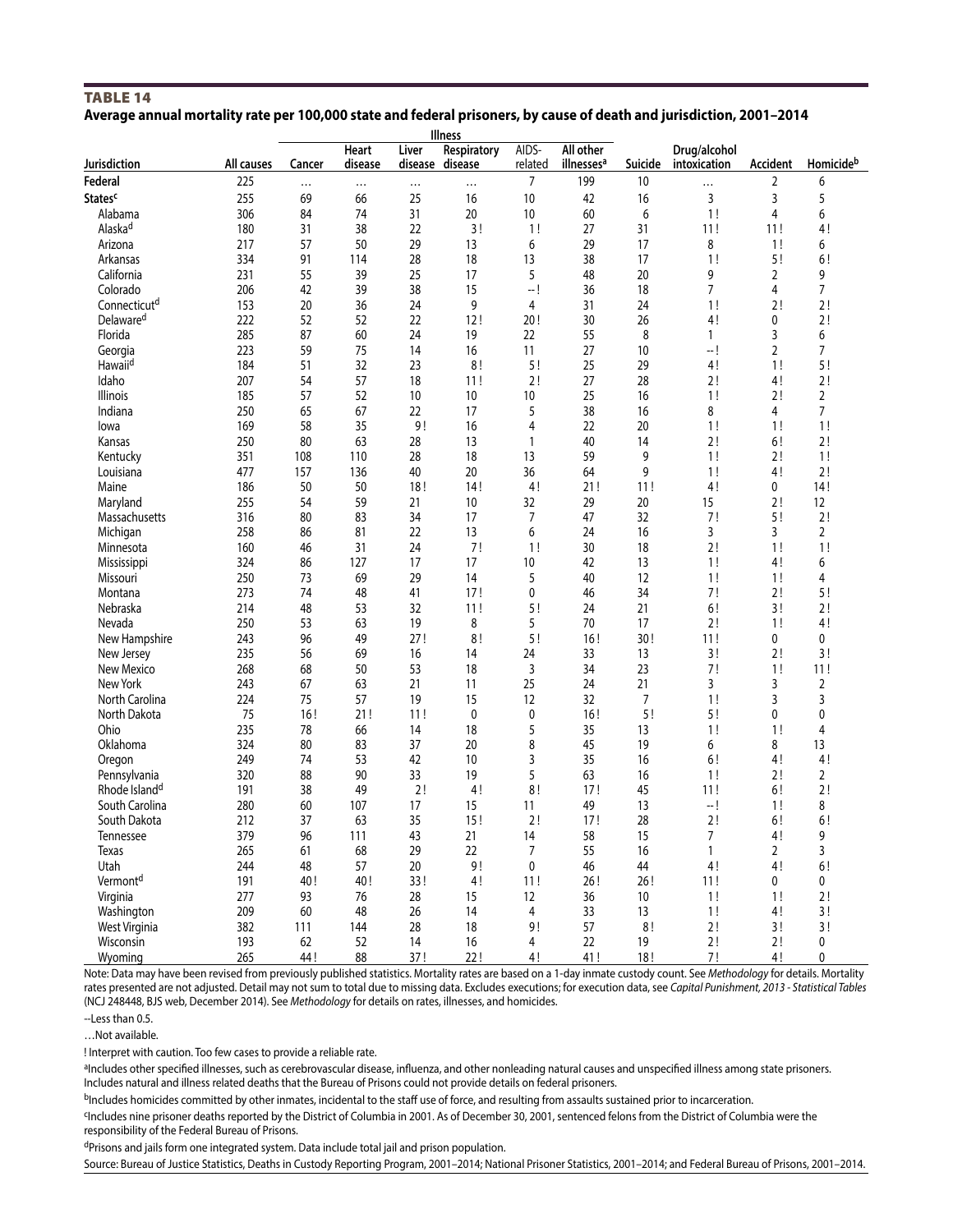**TABLE 14**

**Average annual mortality rate per 100,000 state and federal prisoners, by cause of death and jurisdiction, 2001–2014**

| | | Illness | | | | | | | | | |
|---|---|---|---|---|---|---|---|---|---|---|---|
| Jurisdiction | All causes | Cancer | Heart disease | Liver disease | Respiratory disease | AIDS-related | All other illnesses[a] | Suicide | Drug/alcohol intoxication | Accident | Homicide[b] |
| **Federal** | 225 | … | … | … | … | 7 | 199 | 10 | … | 2 | 6 |
| **States**[c] | 255 | 69 | 66 | 25 | 16 | 10 | 42 | 16 | 3 | 3 | 5 |
| Alabama | 306 | 84 | 74 | 31 | 20 | 10 | 60 | 6 | 1 ! | 4 | 6 |
| Alaska[d] | 180 | 31 | 38 | 22 | 3 ! | 1 ! | 27 | 31 | 11 ! | 11 ! | 4 ! |
| Arizona | 217 | 57 | 50 | 29 | 13 | 6 | 29 | 17 | 8 | 1 ! | 6 |
| Arkansas | 334 | 91 | 114 | 28 | 18 | 13 | 38 | 17 | 1 ! | 5 ! | 6 ! |
| California | 231 | 55 | 39 | 25 | 17 | 5 | 48 | 20 | 9 | 2 | 9 |
| Colorado | 206 | 42 | 39 | 38 | 15 | -- ! | 36 | 18 | 7 | 4 | 7 |
| Connecticut[d] | 153 | 20 | 36 | 24 | 9 | 4 | 31 | 24 | 1 ! | 2 ! | 2 ! |
| Delaware[d] | 222 | 52 | 52 | 22 | 12 ! | 20 ! | 30 | 26 | 4 ! | 0 | 2 ! |
| Florida | 285 | 87 | 60 | 24 | 19 | 22 | 55 | 8 | 1 | 3 | 6 |
| Georgia | 223 | 59 | 75 | 14 | 16 | 11 | 27 | 10 | -- ! | 2 | 7 |
| Hawaii[d] | 184 | 51 | 32 | 23 | 8 ! | 5 ! | 25 | 29 | 4 ! | 1 ! | 5 ! |
| Idaho | 207 | 54 | 57 | 18 | 11 ! | 2 ! | 27 | 28 | 2 ! | 4 ! | 2 ! |
| Illinois | 185 | 57 | 52 | 10 | 10 | 10 | 25 | 16 | 1 ! | 2 ! | 2 |
| Indiana | 250 | 65 | 67 | 22 | 17 | 5 | 38 | 16 | 8 | 4 | 7 |
| Iowa | 169 | 58 | 35 | 9 ! | 16 | 4 | 22 | 20 | 1 ! | 1 ! | 1 ! |
| Kansas | 250 | 80 | 63 | 28 | 13 | 1 | 40 | 14 | 2 ! | 6 ! | 2 ! |
| Kentucky | 351 | 108 | 110 | 28 | 18 | 13 | 59 | 9 | 1 ! | 2 ! | 1 ! |
| Louisiana | 477 | 157 | 136 | 40 | 20 | 36 | 64 | 9 | 1 ! | 4 ! | 2 ! |
| Maine | 186 | 50 | 50 | 18 ! | 14 ! | 4 ! | 21 ! | 11 ! | 4 ! | 0 | 14 ! |
| Maryland | 255 | 54 | 59 | 21 | 10 | 32 | 29 | 20 | 15 | 2 ! | 12 |
| Massachusetts | 316 | 80 | 83 | 34 | 17 | 7 | 47 | 32 | 7 ! | 5 ! | 2 ! |
| Michigan | 258 | 86 | 81 | 22 | 13 | 6 | 24 | 16 | 3 | 3 | 2 |
| Minnesota | 160 | 46 | 31 | 24 | 7 ! | 1 ! | 30 | 18 | 2 ! | 1 ! | 1 ! |
| Mississippi | 324 | 86 | 127 | 17 | 17 | 10 | 42 | 13 | 1 ! | 4 ! | 6 |
| Missouri | 250 | 73 | 69 | 29 | 14 | 5 | 40 | 12 | 1 ! | 1 ! | 4 |
| Montana | 273 | 74 | 48 | 41 | 17 ! | 0 | 46 | 34 | 7 ! | 2 ! | 5 ! |
| Nebraska | 214 | 48 | 53 | 32 | 11 ! | 5 ! | 24 | 21 | 6 ! | 3 ! | 2 ! |
| Nevada | 250 | 53 | 63 | 19 | 8 | 5 | 70 | 17 | 2 ! | 1 ! | 4 ! |
| New Hampshire | 243 | 96 | 49 | 27 ! | 8 ! | 5 ! | 16 ! | 30 ! | 11 ! | 0 | 0 |
| New Jersey | 235 | 56 | 69 | 16 | 14 | 24 | 33 | 13 | 3 ! | 2 ! | 3 ! |
| New Mexico | 268 | 68 | 50 | 53 | 18 | 3 | 34 | 23 | 7 ! | 1 ! | 11 ! |
| New York | 243 | 67 | 63 | 21 | 11 | 25 | 24 | 21 | 3 | 3 | 2 |
| North Carolina | 224 | 75 | 57 | 19 | 15 | 12 | 32 | 7 | 1 ! | 3 | 3 |
| North Dakota | 75 | 16 ! | 21 ! | 11 ! | 0 | 0 | 16 ! | 5 ! | 5 ! | 0 | 0 |
| Ohio | 235 | 78 | 66 | 14 | 18 | 5 | 35 | 13 | 1 ! | 1 ! | 4 |
| Oklahoma | 324 | 80 | 83 | 37 | 20 | 8 | 45 | 19 | 6 | 8 | 13 |
| Oregon | 249 | 74 | 53 | 42 | 10 | 3 | 35 | 16 | 6 ! | 4 ! | 4 ! |
| Pennsylvania | 320 | 88 | 90 | 33 | 19 | 5 | 63 | 16 | 1 ! | 2 ! | 2 |
| Rhode Island[d] | 191 | 38 | 49 | 2 ! | 4 ! | 8 ! | 17 ! | 45 | 11 ! | 6 ! | 2 ! |
| South Carolina | 280 | 60 | 107 | 17 | 15 | 11 | 49 | 13 | -- ! | 1 ! | 8 |
| South Dakota | 212 | 37 | 63 | 35 | 15 ! | 2 ! | 17 ! | 28 | 2 ! | 6 ! | 6 ! |
| Tennessee | 379 | 96 | 111 | 43 | 21 | 14 | 58 | 15 | 7 | 4 ! | 9 |
| Texas | 265 | 61 | 68 | 29 | 22 | 7 | 55 | 16 | 1 | 2 | 3 |
| Utah | 244 | 48 | 57 | 20 | 9 ! | 0 | 46 | 44 | 4 ! | 4 ! | 6 ! |
| Vermont[d] | 191 | 40 ! | 40 ! | 33 ! | 4 ! | 11 ! | 26 ! | 26 ! | 11 ! | 0 | 0 |
| Virginia | 277 | 93 | 76 | 28 | 15 | 12 | 36 | 10 | 1 ! | 1 ! | 2 ! |
| Washington | 209 | 60 | 48 | 26 | 14 | 4 | 33 | 13 | 1 ! | 4 ! | 3 ! |
| West Virginia | 382 | 111 | 144 | 28 | 18 | 9 ! | 57 | 8 ! | 2 ! | 3 ! | 3 ! |
| Wisconsin | 193 | 62 | 52 | 14 | 16 | 4 | 22 | 19 | 2 ! | 2 ! | 0 |
| Wyoming | 265 | 44 ! | 88 | 37 ! | 22 ! | 4 ! | 41 ! | 18 ! | 7 ! | 4 ! | 0 |

Note: Data may have been revised from previously published statistics. Mortality rates are based on a 1-day inmate custody count. See *Methodology* for details. Mortality rates presented are not adjusted. Detail may not sum to total due to missing data. Excludes executions; for execution data, see *Capital Punishment, 2013 - Statistical Tables* (NCJ 248448, BJS web, December 2014). See *Methodology* for details on rates, illnesses, and homicides.

--Less than 0.5.

…Not available.

! Interpret with caution. Too few cases to provide a reliable rate.

[a]Includes other specified illnesses, such as cerebrovascular disease, influenza, and other nonleading natural causes and unspecified illness among state prisoners. Includes natural and illness related deaths that the Bureau of Prisons could not provide details on federal prisoners.

[b]Includes homicides committed by other inmates, incidental to the staff use of force, and resulting from assaults sustained prior to incarceration.

[c]Includes nine prisoner deaths reported by the District of Columbia in 2001. As of December 30, 2001, sentenced felons from the District of Columbia were the responsibility of the Federal Bureau of Prisons.

[d]Prisons and jails form one integrated system. Data include total jail and prison population.

Source: Bureau of Justice Statistics, Deaths in Custody Reporting Program, 2001–2014; National Prisoner Statistics, 2001–2014; and Federal Bureau of Prisons, 2001–2014.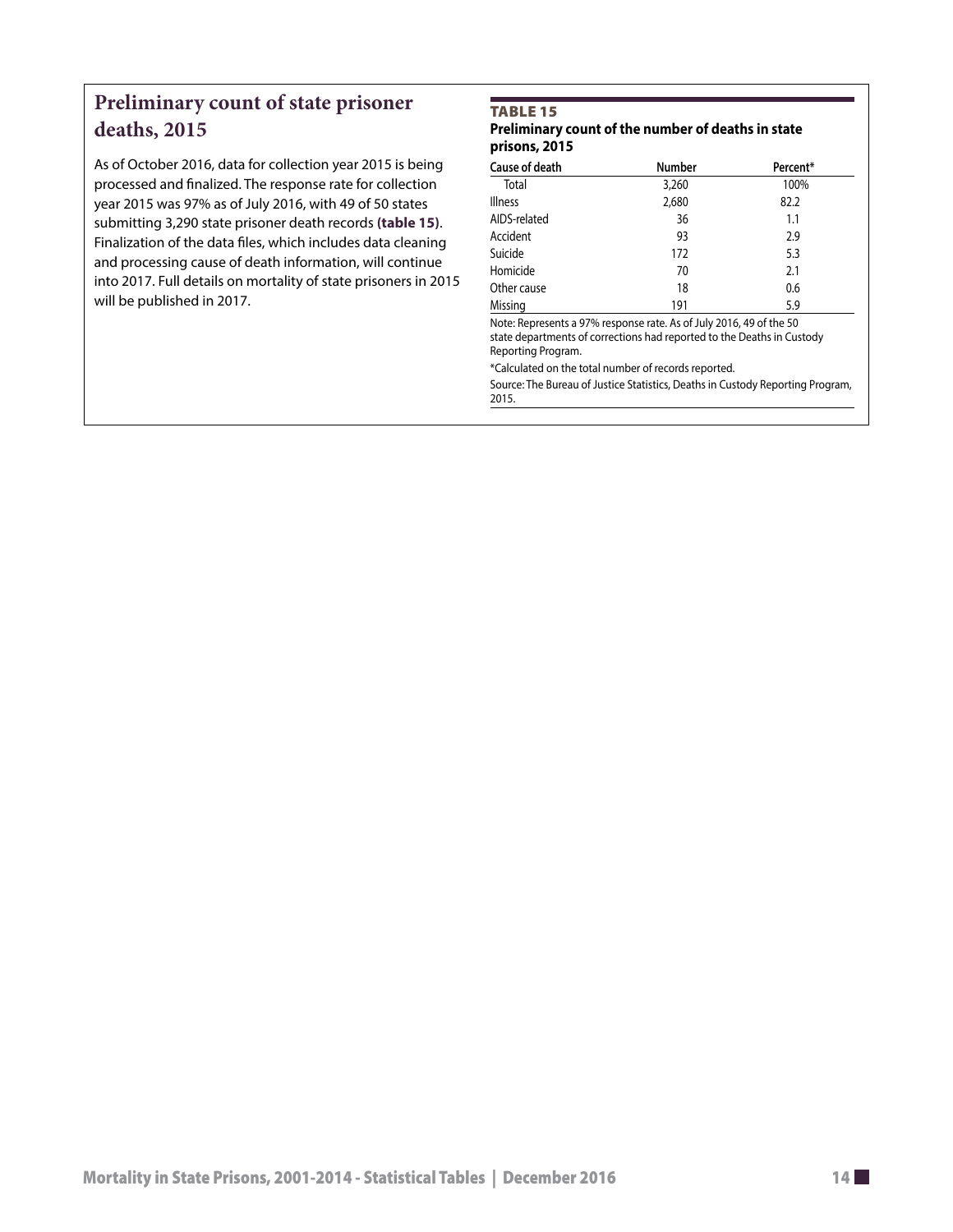## Preliminary count of state prisoner deaths, 2015

As of October 2016, data for collection year 2015 is being processed and finalized. The response rate for collection year 2015 was 97% as of July 2016, with 49 of 50 states submitting 3,290 state prisoner death records **(table 15)**. Finalization of the data files, which includes data cleaning and processing cause of death information, will continue into 2017. Full details on mortality of state prisoners in 2015 will be published in 2017.

**TABLE 15**

**Preliminary count of the number of deaths in state prisons, 2015**

| Cause of death | Number | Percent* |
|---|---|---|
| Total | 3,260 | 100% |
| Illness | 2,680 | 82.2 |
| AIDS-related | 36 | 1.1 |
| Accident | 93 | 2.9 |
| Suicide | 172 | 5.3 |
| Homicide | 70 | 2.1 |
| Other cause | 18 | 0.6 |
| Missing | 191 | 5.9 |

Note: Represents a 97% response rate. As of July 2016, 49 of the 50 state departments of corrections had reported to the Deaths in Custody Reporting Program.

*Calculated on the total number of records reported.

Source: The Bureau of Justice Statistics, Deaths in Custody Reporting Program, 2015.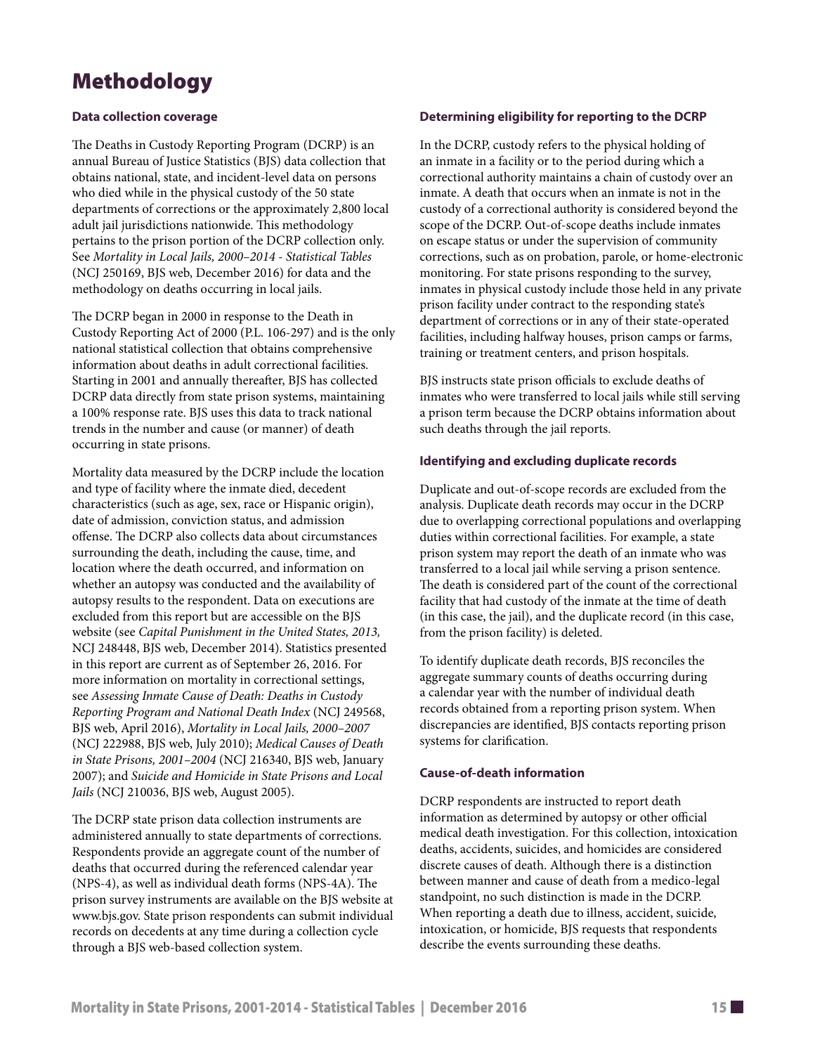# Methodology

### Data collection coverage

The Deaths in Custody Reporting Program (DCRP) is an annual Bureau of Justice Statistics (BJS) data collection that obtains national, state, and incident-level data on persons who died while in the physical custody of the 50 state departments of corrections or the approximately 2,800 local adult jail jurisdictions nationwide. This methodology pertains to the prison portion of the DCRP collection only. See *Mortality in Local Jails, 2000–2014 - Statistical Tables* (NCJ 250169, BJS web, December 2016) for data and the methodology on deaths occurring in local jails.

The DCRP began in 2000 in response to the Death in Custody Reporting Act of 2000 (P.L. 106-297) and is the only national statistical collection that obtains comprehensive information about deaths in adult correctional facilities. Starting in 2001 and annually thereafter, BJS has collected DCRP data directly from state prison systems, maintaining a 100% response rate. BJS uses this data to track national trends in the number and cause (or manner) of death occurring in state prisons.

Mortality data measured by the DCRP include the location and type of facility where the inmate died, decedent characteristics (such as age, sex, race or Hispanic origin), date of admission, conviction status, and admission offense. The DCRP also collects data about circumstances surrounding the death, including the cause, time, and location where the death occurred, and information on whether an autopsy was conducted and the availability of autopsy results to the respondent. Data on executions are excluded from this report but are accessible on the BJS website (see *Capital Punishment in the United States, 2013,* NCJ 248448, BJS web, December 2014). Statistics presented in this report are current as of September 26, 2016. For more information on mortality in correctional settings, see *Assessing Inmate Cause of Death: Deaths in Custody Reporting Program and National Death Index* (NCJ 249568, BJS web, April 2016), *Mortality in Local Jails, 2000–2007* (NCJ 222988, BJS web, July 2010); *Medical Causes of Death in State Prisons, 2001–2004* (NCJ 216340, BJS web, January 2007); and *Suicide and Homicide in State Prisons and Local Jails* (NCJ 210036, BJS web, August 2005).

The DCRP state prison data collection instruments are administered annually to state departments of corrections. Respondents provide an aggregate count of the number of deaths that occurred during the referenced calendar year (NPS-4), as well as individual death forms (NPS-4A). The prison survey instruments are available on the BJS website at www.bjs.gov. State prison respondents can submit individual records on decedents at any time during a collection cycle through a BJS web-based collection system.

### Determining eligibility for reporting to the DCRP

In the DCRP, custody refers to the physical holding of an inmate in a facility or to the period during which a correctional authority maintains a chain of custody over an inmate. A death that occurs when an inmate is not in the custody of a correctional authority is considered beyond the scope of the DCRP. Out-of-scope deaths include inmates on escape status or under the supervision of community corrections, such as on probation, parole, or home-electronic monitoring. For state prisons responding to the survey, inmates in physical custody include those held in any private prison facility under contract to the responding state's department of corrections or in any of their state-operated facilities, including halfway houses, prison camps or farms, training or treatment centers, and prison hospitals.

BJS instructs state prison officials to exclude deaths of inmates who were transferred to local jails while still serving a prison term because the DCRP obtains information about such deaths through the jail reports.

### Identifying and excluding duplicate records

Duplicate and out-of-scope records are excluded from the analysis. Duplicate death records may occur in the DCRP due to overlapping correctional populations and overlapping duties within correctional facilities. For example, a state prison system may report the death of an inmate who was transferred to a local jail while serving a prison sentence. The death is considered part of the count of the correctional facility that had custody of the inmate at the time of death (in this case, the jail), and the duplicate record (in this case, from the prison facility) is deleted.

To identify duplicate death records, BJS reconciles the aggregate summary counts of deaths occurring during a calendar year with the number of individual death records obtained from a reporting prison system. When discrepancies are identified, BJS contacts reporting prison systems for clarification.

### Cause-of-death information

DCRP respondents are instructed to report death information as determined by autopsy or other official medical death investigation. For this collection, intoxication deaths, accidents, suicides, and homicides are considered discrete causes of death. Although there is a distinction between manner and cause of death from a medico-legal standpoint, no such distinction is made in the DCRP. When reporting a death due to illness, accident, suicide, intoxication, or homicide, BJS requests that respondents describe the events surrounding these deaths.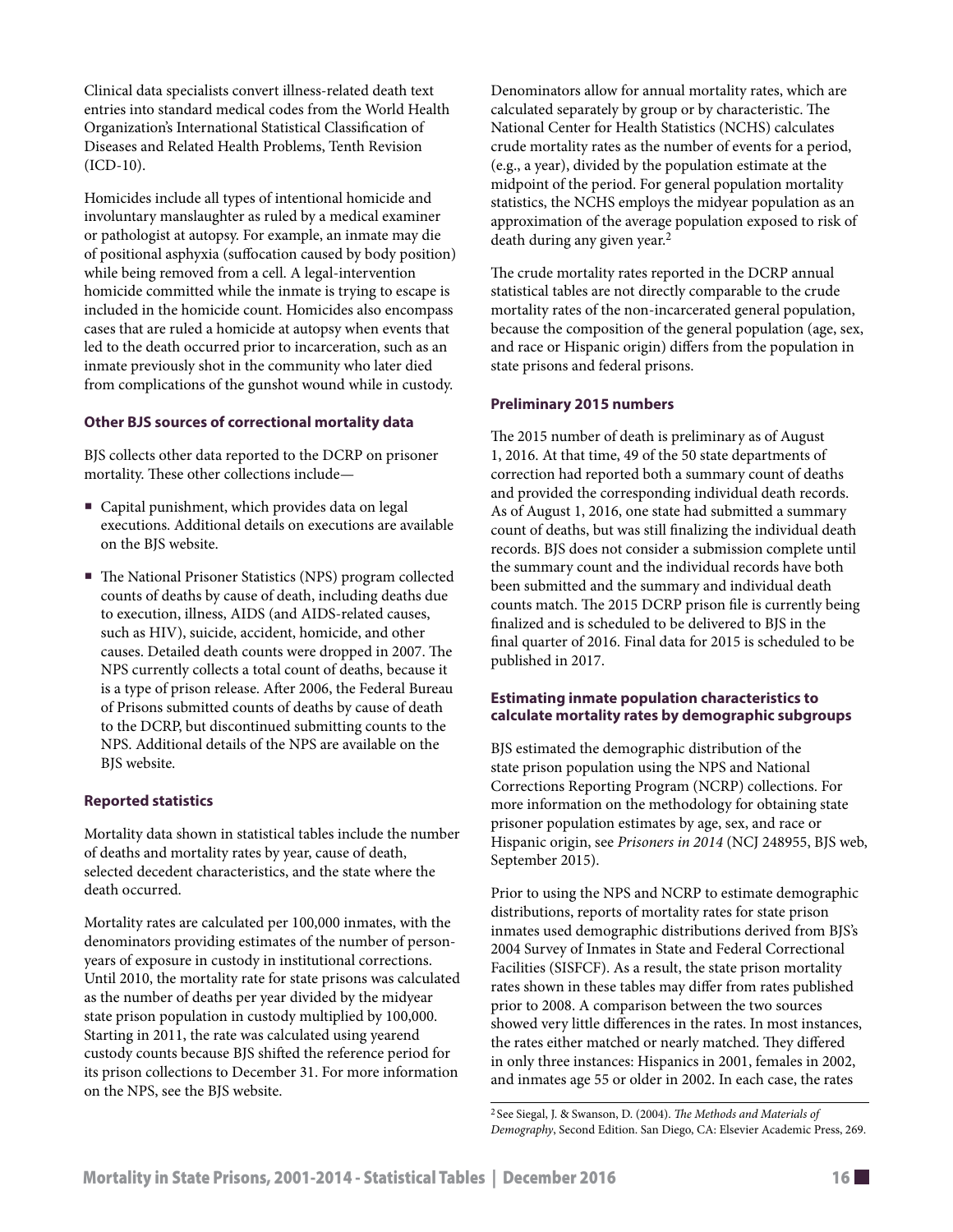Clinical data specialists convert illness-related death text entries into standard medical codes from the World Health Organization's International Statistical Classification of Diseases and Related Health Problems, Tenth Revision (ICD-10).

Homicides include all types of intentional homicide and involuntary manslaughter as ruled by a medical examiner or pathologist at autopsy. For example, an inmate may die of positional asphyxia (suffocation caused by body position) while being removed from a cell. A legal-intervention homicide committed while the inmate is trying to escape is included in the homicide count. Homicides also encompass cases that are ruled a homicide at autopsy when events that led to the death occurred prior to incarceration, such as an inmate previously shot in the community who later died from complications of the gunshot wound while in custody.

### Other BJS sources of correctional mortality data

BJS collects other data reported to the DCRP on prisoner mortality. These other collections include—

- Capital punishment, which provides data on legal executions. Additional details on executions are available on the BJS website.
- The National Prisoner Statistics (NPS) program collected counts of deaths by cause of death, including deaths due to execution, illness, AIDS (and AIDS-related causes, such as HIV), suicide, accident, homicide, and other causes. Detailed death counts were dropped in 2007. The NPS currently collects a total count of deaths, because it is a type of prison release. After 2006, the Federal Bureau of Prisons submitted counts of deaths by cause of death to the DCRP, but discontinued submitting counts to the NPS. Additional details of the NPS are available on the BJS website.

### Reported statistics

Mortality data shown in statistical tables include the number of deaths and mortality rates by year, cause of death, selected decedent characteristics, and the state where the death occurred.

Mortality rates are calculated per 100,000 inmates, with the denominators providing estimates of the number of person-years of exposure in custody in institutional corrections. Until 2010, the mortality rate for state prisons was calculated as the number of deaths per year divided by the midyear state prison population in custody multiplied by 100,000. Starting in 2011, the rate was calculated using yearend custody counts because BJS shifted the reference period for its prison collections to December 31. For more information on the NPS, see the BJS website.

Denominators allow for annual mortality rates, which are calculated separately by group or by characteristic. The National Center for Health Statistics (NCHS) calculates crude mortality rates as the number of events for a period, (e.g., a year), divided by the population estimate at the midpoint of the period. For general population mortality statistics, the NCHS employs the midyear population as an approximation of the average population exposed to risk of death during any given year.[2]

The crude mortality rates reported in the DCRP annual statistical tables are not directly comparable to the crude mortality rates of the non-incarcerated general population, because the composition of the general population (age, sex, and race or Hispanic origin) differs from the population in state prisons and federal prisons.

### Preliminary 2015 numbers

The 2015 number of death is preliminary as of August 1, 2016. At that time, 49 of the 50 state departments of correction had reported both a summary count of deaths and provided the corresponding individual death records. As of August 1, 2016, one state had submitted a summary count of deaths, but was still finalizing the individual death records. BJS does not consider a submission complete until the summary count and the individual records have both been submitted and the summary and individual death counts match. The 2015 DCRP prison file is currently being finalized and is scheduled to be delivered to BJS in the final quarter of 2016. Final data for 2015 is scheduled to be published in 2017.

### Estimating inmate population characteristics to calculate mortality rates by demographic subgroups

BJS estimated the demographic distribution of the state prison population using the NPS and National Corrections Reporting Program (NCRP) collections. For more information on the methodology for obtaining state prisoner population estimates by age, sex, and race or Hispanic origin, see *Prisoners in 2014* (NCJ 248955, BJS web, September 2015).

Prior to using the NPS and NCRP to estimate demographic distributions, reports of mortality rates for state prison inmates used demographic distributions derived from BJS's 2004 Survey of Inmates in State and Federal Correctional Facilities (SISFCF). As a result, the state prison mortality rates shown in these tables may differ from rates published prior to 2008. A comparison between the two sources showed very little differences in the rates. In most instances, the rates either matched or nearly matched. They differed in only three instances: Hispanics in 2001, females in 2002, and inmates age 55 or older in 2002. In each case, the rates

[2] See Siegal, J. & Swanson, D. (2004). *The Methods and Materials of Demography*, Second Edition. San Diego, CA: Elsevier Academic Press, 269.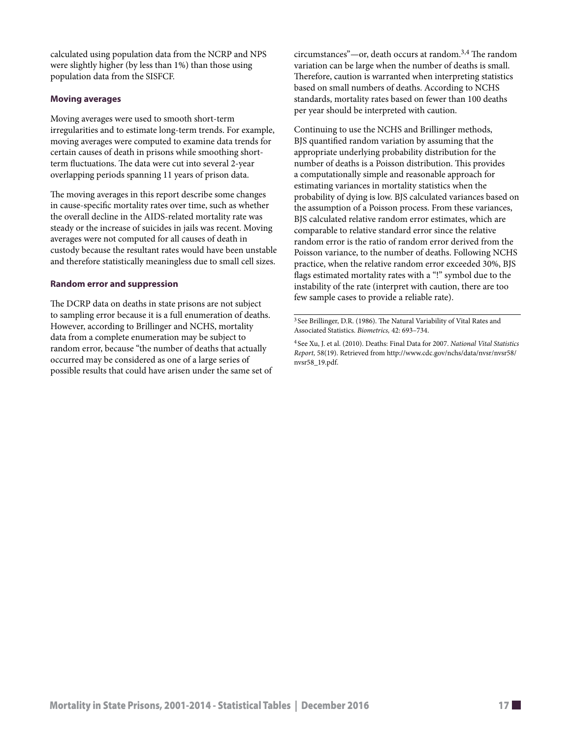calculated using population data from the NCRP and NPS were slightly higher (by less than 1%) than those using population data from the SISFCF.

### Moving averages

Moving averages were used to smooth short-term irregularities and to estimate long-term trends. For example, moving averages were computed to examine data trends for certain causes of death in prisons while smoothing short-term fluctuations. The data were cut into several 2-year overlapping periods spanning 11 years of prison data.

The moving averages in this report describe some changes in cause-specific mortality rates over time, such as whether the overall decline in the AIDS-related mortality rate was steady or the increase of suicides in jails was recent. Moving averages were not computed for all causes of death in custody because the resultant rates would have been unstable and therefore statistically meaningless due to small cell sizes.

### Random error and suppression

The DCRP data on deaths in state prisons are not subject to sampling error because it is a full enumeration of deaths. However, according to Brillinger and NCHS, mortality data from a complete enumeration may be subject to random error, because "the number of deaths that actually occurred may be considered as one of a large series of possible results that could have arisen under the same set of circumstances"—or, death occurs at random.[3,4] The random variation can be large when the number of deaths is small. Therefore, caution is warranted when interpreting statistics based on small numbers of deaths. According to NCHS standards, mortality rates based on fewer than 100 deaths per year should be interpreted with caution.

Continuing to use the NCHS and Brillinger methods, BJS quantified random variation by assuming that the appropriate underlying probability distribution for the number of deaths is a Poisson distribution. This provides a computationally simple and reasonable approach for estimating variances in mortality statistics when the probability of dying is low. BJS calculated variances based on the assumption of a Poisson process. From these variances, BJS calculated relative random error estimates, which are comparable to relative standard error since the relative random error is the ratio of random error derived from the Poisson variance, to the number of deaths. Following NCHS practice, when the relative random error exceeded 30%, BJS flags estimated mortality rates with a "!" symbol due to the instability of the rate (interpret with caution, there are too few sample cases to provide a reliable rate).

---

[3] See Brillinger, D.R. (1986). The Natural Variability of Vital Rates and Associated Statistics. *Biometrics,* 42: 693–734.

[4] See Xu, J. et al. (2010). Deaths: Final Data for 2007. *National Vital Statistics Report,* 58(19). Retrieved from http://www.cdc.gov/nchs/data/nvsr/nvsr58/nvsr58_19.pdf.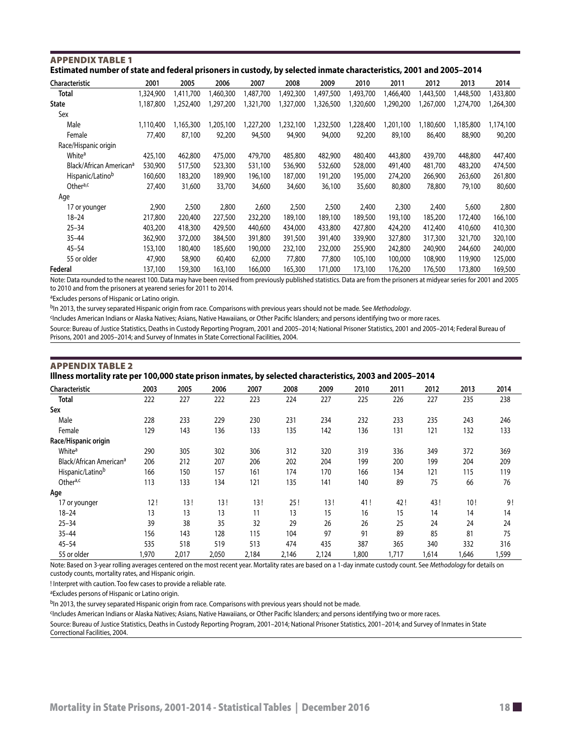## APPENDIX TABLE 1

**Estimated number of state and federal prisoners in custody, by selected inmate characteristics, 2001 and 2005–2014**

| Characteristic | 2001 | 2005 | 2006 | 2007 | 2008 | 2009 | 2010 | 2011 | 2012 | 2013 | 2014 |
|---|---|---|---|---|---|---|---|---|---|---|---|
| **Total** | 1,324,900 | 1,411,700 | 1,460,300 | 1,487,700 | 1,492,300 | 1,497,500 | 1,493,700 | 1,466,400 | 1,443,500 | 1,448,500 | 1,433,800 |
| **State** | 1,187,800 | 1,252,400 | 1,297,200 | 1,321,700 | 1,327,000 | 1,326,500 | 1,320,600 | 1,290,200 | 1,267,000 | 1,274,700 | 1,264,300 |
| Sex | | | | | | | | | | | |
| Male | 1,110,400 | 1,165,300 | 1,205,100 | 1,227,200 | 1,232,100 | 1,232,500 | 1,228,400 | 1,201,100 | 1,180,600 | 1,185,800 | 1,174,100 |
| Female | 77,400 | 87,100 | 92,200 | 94,500 | 94,900 | 94,000 | 92,200 | 89,100 | 86,400 | 88,900 | 90,200 |
| Race/Hispanic origin | | | | | | | | | | | |
| White[a] | 425,100 | 462,800 | 475,000 | 479,700 | 485,800 | 482,900 | 480,400 | 443,800 | 439,700 | 448,800 | 447,400 |
| Black/African American[a] | 530,900 | 517,500 | 523,300 | 531,100 | 536,900 | 532,600 | 528,000 | 491,400 | 481,700 | 483,200 | 474,500 |
| Hispanic/Latino[b] | 160,600 | 183,200 | 189,900 | 196,100 | 187,000 | 191,200 | 195,000 | 274,200 | 266,900 | 263,600 | 261,800 |
| Other[a,c] | 27,400 | 31,600 | 33,700 | 34,600 | 34,600 | 36,100 | 35,600 | 80,800 | 78,800 | 79,100 | 80,600 |
| Age | | | | | | | | | | | |
| 17 or younger | 2,900 | 2,500 | 2,800 | 2,600 | 2,500 | 2,500 | 2,400 | 2,300 | 2,400 | 5,600 | 2,800 |
| 18–24 | 217,800 | 220,400 | 227,500 | 232,200 | 189,100 | 189,100 | 189,500 | 193,100 | 185,200 | 172,400 | 166,100 |
| 25–34 | 403,200 | 418,300 | 429,500 | 440,600 | 434,000 | 433,800 | 427,800 | 424,200 | 412,400 | 410,600 | 410,300 |
| 35–44 | 362,900 | 372,000 | 384,500 | 391,800 | 391,500 | 391,400 | 339,900 | 327,800 | 317,300 | 321,700 | 320,100 |
| 45–54 | 153,100 | 180,400 | 185,600 | 190,000 | 232,100 | 232,000 | 255,900 | 242,800 | 240,900 | 244,600 | 240,000 |
| 55 or older | 47,900 | 58,900 | 60,400 | 62,000 | 77,800 | 77,800 | 105,100 | 100,000 | 108,900 | 119,900 | 125,000 |
| **Federal** | 137,100 | 159,300 | 163,100 | 166,000 | 165,300 | 171,000 | 173,100 | 176,200 | 176,500 | 173,800 | 169,500 |

Note: Data rounded to the nearest 100. Data may have been revised from previously published statistics. Data are from the prisoners at midyear series for 2001 and 2005 to 2010 and from the prisoners at yearend series for 2011 to 2014.

[a]Excludes persons of Hispanic or Latino origin.

[b]In 2013, the survey separated Hispanic origin from race. Comparisons with previous years should not be made. See *Methodology*.

[c]Includes American Indians or Alaska Natives; Asians, Native Hawaiians, or Other Pacific Islanders; and persons identifying two or more races.

Source: Bureau of Justice Statistics, Deaths in Custody Reporting Program, 2001 and 2005–2014; National Prisoner Statistics, 2001 and 2005–2014; Federal Bureau of Prisons, 2001 and 2005–2014; and Survey of Inmates in State Correctional Facilities, 2004.

## APPENDIX TABLE 2

**Illness mortality rate per 100,000 state prison inmates, by selected characteristics, 2003 and 2005–2014**

| Characteristic | 2003 | 2005 | 2006 | 2007 | 2008 | 2009 | 2010 | 2011 | 2012 | 2013 | 2014 |
|---|---|---|---|---|---|---|---|---|---|---|---|
| **Total** | 222 | 227 | 222 | 223 | 224 | 227 | 225 | 226 | 227 | 235 | 238 |
| **Sex** | | | | | | | | | | | |
| Male | 228 | 233 | 229 | 230 | 231 | 234 | 232 | 233 | 235 | 243 | 246 |
| Female | 129 | 143 | 136 | 133 | 135 | 142 | 136 | 131 | 121 | 132 | 133 |
| **Race/Hispanic origin** | | | | | | | | | | | |
| White[a] | 290 | 305 | 302 | 306 | 312 | 320 | 319 | 336 | 349 | 372 | 369 |
| Black/African American[a] | 206 | 212 | 207 | 206 | 202 | 204 | 199 | 200 | 199 | 204 | 209 |
| Hispanic/Latino[b] | 166 | 150 | 157 | 161 | 174 | 170 | 166 | 134 | 121 | 115 | 119 |
| Other[a,c] | 113 | 133 | 134 | 121 | 135 | 141 | 140 | 89 | 75 | 66 | 76 |
| **Age** | | | | | | | | | | | |
| 17 or younger | 12 ! | 13 ! | 13 ! | 13 ! | 25 ! | 13 ! | 41 ! | 42 ! | 43 ! | 10 ! | 9 ! |
| 18–24 | 13 | 13 | 13 | 11 | 13 | 15 | 16 | 15 | 14 | 14 | 14 |
| 25–34 | 39 | 38 | 35 | 32 | 29 | 26 | 26 | 25 | 24 | 24 | 24 |
| 35–44 | 156 | 143 | 128 | 115 | 104 | 97 | 91 | 89 | 85 | 81 | 75 |
| 45–54 | 535 | 518 | 519 | 513 | 474 | 435 | 387 | 365 | 340 | 332 | 316 |
| 55 or older | 1,970 | 2,017 | 2,050 | 2,184 | 2,146 | 2,124 | 1,800 | 1,717 | 1,614 | 1,646 | 1,599 |

Note: Based on 3-year rolling averages centered on the most recent year. Mortality rates are based on a 1-day inmate custody count. See *Methodology* for details on custody counts, mortality rates, and Hispanic origin.

! Interpret with caution. Too few cases to provide a reliable rate.

[a]Excludes persons of Hispanic or Latino origin.

[b]In 2013, the survey separated Hispanic origin from race. Comparisons with previous years should not be made.

[c]Includes American Indians or Alaska Natives; Asians, Native Hawaiians, or Other Pacific Islanders; and persons identifying two or more races.

Source: Bureau of Justice Statistics, Deaths in Custody Reporting Program, 2001–2014; National Prisoner Statistics, 2001–2014; and Survey of Inmates in State Correctional Facilities, 2004.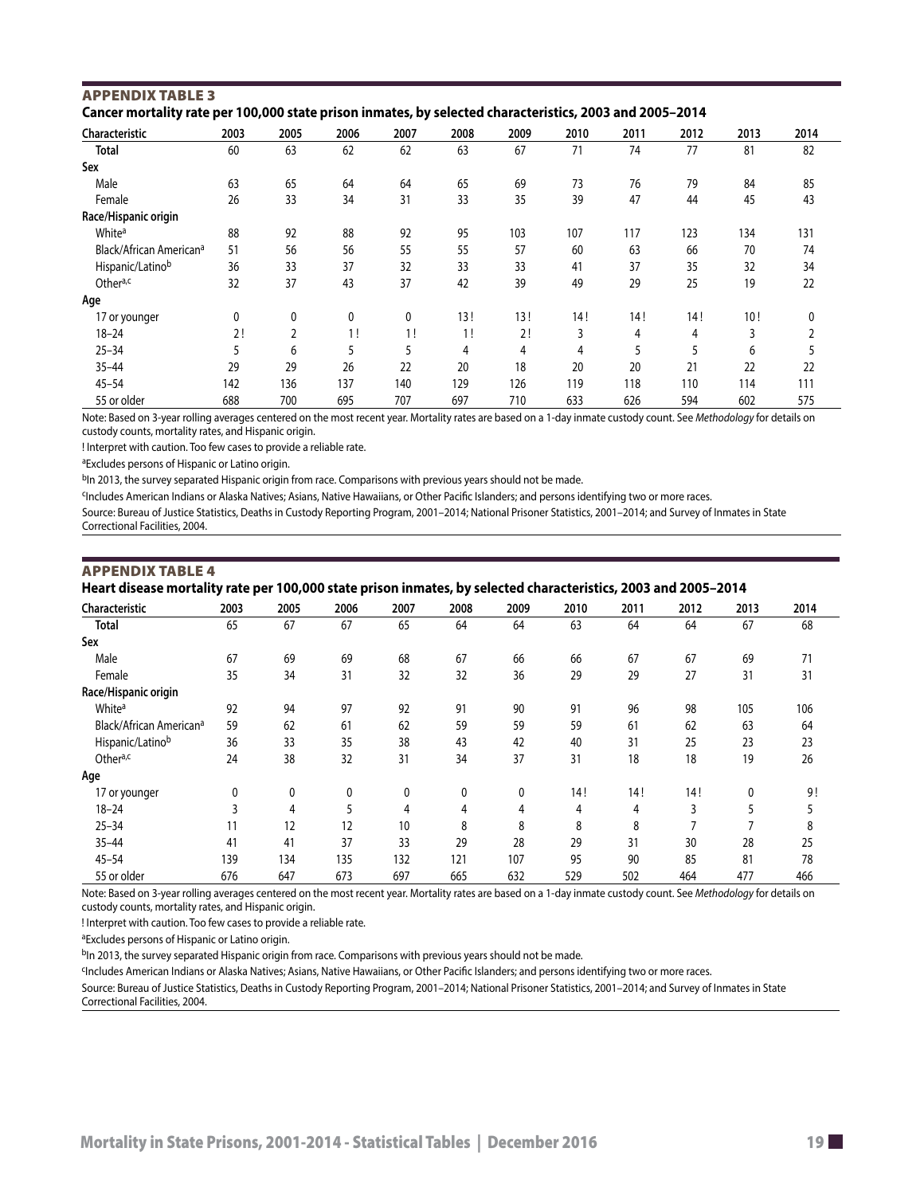## APPENDIX TABLE 3

**Cancer mortality rate per 100,000 state prison inmates, by selected characteristics, 2003 and 2005–2014**

| Characteristic | 2003 | 2005 | 2006 | 2007 | 2008 | 2009 | 2010 | 2011 | 2012 | 2013 | 2014 |
|---|---|---|---|---|---|---|---|---|---|---|---|
| **Total** | 60 | 63 | 62 | 62 | 63 | 67 | 71 | 74 | 77 | 81 | 82 |
| **Sex** | | | | | | | | | | | |
| Male | 63 | 65 | 64 | 64 | 65 | 69 | 73 | 76 | 79 | 84 | 85 |
| Female | 26 | 33 | 34 | 31 | 33 | 35 | 39 | 47 | 44 | 45 | 43 |
| **Race/Hispanic origin** | | | | | | | | | | | |
| White[a] | 88 | 92 | 88 | 92 | 95 | 103 | 107 | 117 | 123 | 134 | 131 |
| Black/African American[a] | 51 | 56 | 56 | 55 | 55 | 57 | 60 | 63 | 66 | 70 | 74 |
| Hispanic/Latino[b] | 36 | 33 | 37 | 32 | 33 | 33 | 41 | 37 | 35 | 32 | 34 |
| Other[a,c] | 32 | 37 | 43 | 37 | 42 | 39 | 49 | 29 | 25 | 19 | 22 |
| **Age** | | | | | | | | | | | |
| 17 or younger | 0 | 0 | 0 | 0 | 13 ! | 13 ! | 14 ! | 14 ! | 14 ! | 10 ! | 0 |
| 18–24 | 2 ! | 2 | 1 ! | 1 ! | 1 ! | 2 ! | 3 | 4 | 4 | 3 | 2 |
| 25–34 | 5 | 6 | 5 | 5 | 4 | 4 | 4 | 5 | 5 | 6 | 5 |
| 35–44 | 29 | 29 | 26 | 22 | 20 | 18 | 20 | 20 | 21 | 22 | 22 |
| 45–54 | 142 | 136 | 137 | 140 | 129 | 126 | 119 | 118 | 110 | 114 | 111 |
| 55 or older | 688 | 700 | 695 | 707 | 697 | 710 | 633 | 626 | 594 | 602 | 575 |

Note: Based on 3-year rolling averages centered on the most recent year. Mortality rates are based on a 1-day inmate custody count. See *Methodology* for details on custody counts, mortality rates, and Hispanic origin.

! Interpret with caution. Too few cases to provide a reliable rate.

[a]Excludes persons of Hispanic or Latino origin.

[b]In 2013, the survey separated Hispanic origin from race. Comparisons with previous years should not be made.

[c]Includes American Indians or Alaska Natives; Asians, Native Hawaiians, or Other Pacific Islanders; and persons identifying two or more races.

Source: Bureau of Justice Statistics, Deaths in Custody Reporting Program, 2001–2014; National Prisoner Statistics, 2001–2014; and Survey of Inmates in State Correctional Facilities, 2004.

## APPENDIX TABLE 4

**Heart disease mortality rate per 100,000 state prison inmates, by selected characteristics, 2003 and 2005–2014**

| Characteristic | 2003 | 2005 | 2006 | 2007 | 2008 | 2009 | 2010 | 2011 | 2012 | 2013 | 2014 |
|---|---|---|---|---|---|---|---|---|---|---|---|
| **Total** | 65 | 67 | 67 | 65 | 64 | 64 | 63 | 64 | 64 | 67 | 68 |
| **Sex** | | | | | | | | | | | |
| Male | 67 | 69 | 69 | 68 | 67 | 66 | 66 | 67 | 67 | 69 | 71 |
| Female | 35 | 34 | 31 | 32 | 32 | 36 | 29 | 29 | 27 | 31 | 31 |
| **Race/Hispanic origin** | | | | | | | | | | | |
| White[a] | 92 | 94 | 97 | 92 | 91 | 90 | 91 | 96 | 98 | 105 | 106 |
| Black/African American[a] | 59 | 62 | 61 | 62 | 59 | 59 | 59 | 61 | 62 | 63 | 64 |
| Hispanic/Latino[b] | 36 | 33 | 35 | 38 | 43 | 42 | 40 | 31 | 25 | 23 | 23 |
| Other[a,c] | 24 | 38 | 32 | 31 | 34 | 37 | 31 | 18 | 18 | 19 | 26 |
| **Age** | | | | | | | | | | | |
| 17 or younger | 0 | 0 | 0 | 0 | 0 | 0 | 14 ! | 14 ! | 14 ! | 0 | 9 ! |
| 18–24 | 3 | 4 | 5 | 4 | 4 | 4 | 4 | 4 | 3 | 5 | 5 |
| 25–34 | 11 | 12 | 12 | 10 | 8 | 8 | 8 | 8 | 7 | 7 | 8 |
| 35–44 | 41 | 41 | 37 | 33 | 29 | 28 | 29 | 31 | 30 | 28 | 25 |
| 45–54 | 139 | 134 | 135 | 132 | 121 | 107 | 95 | 90 | 85 | 81 | 78 |
| 55 or older | 676 | 647 | 673 | 697 | 665 | 632 | 529 | 502 | 464 | 477 | 466 |

Note: Based on 3-year rolling averages centered on the most recent year. Mortality rates are based on a 1-day inmate custody count. See *Methodology* for details on custody counts, mortality rates, and Hispanic origin.

! Interpret with caution. Too few cases to provide a reliable rate.

[a]Excludes persons of Hispanic or Latino origin.

[b]In 2013, the survey separated Hispanic origin from race. Comparisons with previous years should not be made.

[c]Includes American Indians or Alaska Natives; Asians, Native Hawaiians, or Other Pacific Islanders; and persons identifying two or more races.

Source: Bureau of Justice Statistics, Deaths in Custody Reporting Program, 2001–2014; National Prisoner Statistics, 2001–2014; and Survey of Inmates in State Correctional Facilities, 2004.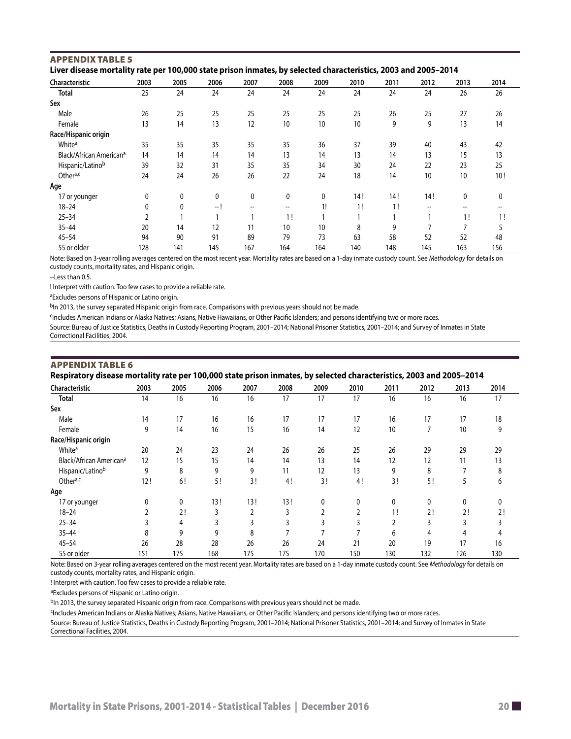## APPENDIX TABLE 5

**Liver disease mortality rate per 100,000 state prison inmates, by selected characteristics, 2003 and 2005–2014**

| Characteristic | 2003 | 2005 | 2006 | 2007 | 2008 | 2009 | 2010 | 2011 | 2012 | 2013 | 2014 |
|---|---|---|---|---|---|---|---|---|---|---|---|
| **Total** | 25 | 24 | 24 | 24 | 24 | 24 | 24 | 24 | 24 | 26 | 26 |
| **Sex** | | | | | | | | | | | |
| Male | 26 | 25 | 25 | 25 | 25 | 25 | 25 | 26 | 25 | 27 | 26 |
| Female | 13 | 14 | 13 | 12 | 10 | 10 | 10 | 9 | 9 | 13 | 14 |
| **Race/Hispanic origin** | | | | | | | | | | | |
| White[a] | 35 | 35 | 35 | 35 | 35 | 36 | 37 | 39 | 40 | 43 | 42 |
| Black/African American[a] | 14 | 14 | 14 | 14 | 13 | 14 | 13 | 14 | 13 | 15 | 13 |
| Hispanic/Latino[b] | 39 | 32 | 31 | 35 | 35 | 34 | 30 | 24 | 22 | 23 | 25 |
| Other[a,c] | 24 | 24 | 26 | 26 | 22 | 24 | 18 | 14 | 10 | 10 | 10 ! |
| **Age** | | | | | | | | | | | |
| 17 or younger | 0 | 0 | 0 | 0 | 0 | 0 | 14 ! | 14 ! | 14 ! | 0 | 0 |
| 18–24 | 0 | 0 | -- ! | -- | -- | 1! | 1 ! | 1 ! | -- | -- | -- |
| 25–34 | 2 | 1 | 1 | 1 | 1 ! | 1 | 1 | 1 | 1 | 1 ! | 1 ! |
| 35–44 | 20 | 14 | 12 | 11 | 10 | 10 | 8 | 9 | 7 | 7 | 5 |
| 45–54 | 94 | 90 | 91 | 89 | 79 | 73 | 63 | 58 | 52 | 52 | 48 |
| 55 or older | 128 | 141 | 145 | 167 | 164 | 164 | 140 | 148 | 145 | 163 | 156 |

Note: Based on 3-year rolling averages centered on the most recent year. Mortality rates are based on a 1-day inmate custody count. See *Methodology* for details on custody counts, mortality rates, and Hispanic origin.

--Less than 0.5.

! Interpret with caution. Too few cases to provide a reliable rate.

[a]Excludes persons of Hispanic or Latino origin.

[b]In 2013, the survey separated Hispanic origin from race. Comparisons with previous years should not be made.

[c]Includes American Indians or Alaska Natives; Asians, Native Hawaiians, or Other Pacific Islanders; and persons identifying two or more races.

Source: Bureau of Justice Statistics, Deaths in Custody Reporting Program, 2001–2014; National Prisoner Statistics, 2001–2014; and Survey of Inmates in State Correctional Facilities, 2004.

## APPENDIX TABLE 6

**Respiratory disease mortality rate per 100,000 state prison inmates, by selected characteristics, 2003 and 2005–2014**

| Characteristic | 2003 | 2005 | 2006 | 2007 | 2008 | 2009 | 2010 | 2011 | 2012 | 2013 | 2014 |
|---|---|---|---|---|---|---|---|---|---|---|---|
| **Total** | 14 | 16 | 16 | 16 | 17 | 17 | 17 | 16 | 16 | 16 | 17 |
| **Sex** | | | | | | | | | | | |
| Male | 14 | 17 | 16 | 16 | 17 | 17 | 17 | 16 | 17 | 17 | 18 |
| Female | 9 | 14 | 16 | 15 | 16 | 14 | 12 | 10 | 7 | 10 | 9 |
| **Race/Hispanic origin** | | | | | | | | | | | |
| White[a] | 20 | 24 | 23 | 24 | 26 | 26 | 25 | 26 | 29 | 29 | 29 |
| Black/African American[a] | 12 | 15 | 15 | 14 | 14 | 13 | 14 | 12 | 12 | 11 | 13 |
| Hispanic/Latino[b] | 9 | 8 | 9 | 9 | 11 | 12 | 13 | 9 | 8 | 7 | 8 |
| Other[a,c] | 12 ! | 6 ! | 5 ! | 3 ! | 4 ! | 3 ! | 4 ! | 3 ! | 5 ! | 5 | 6 |
| **Age** | | | | | | | | | | | |
| 17 or younger | 0 | 0 | 13 ! | 13 ! | 13 ! | 0 | 0 | 0 | 0 | 0 | 0 |
| 18–24 | 2 | 2 ! | 3 | 2 | 3 | 2 | 2 | 1 ! | 2 ! | 2 ! | 2 ! |
| 25–34 | 3 | 4 | 3 | 3 | 3 | 3 | 3 | 2 | 3 | 3 | 3 |
| 35–44 | 8 | 9 | 9 | 8 | 7 | 7 | 7 | 6 | 4 | 4 | 4 |
| 45–54 | 26 | 28 | 28 | 26 | 26 | 24 | 21 | 20 | 19 | 17 | 16 |
| 55 or older | 151 | 175 | 168 | 175 | 175 | 170 | 150 | 130 | 132 | 126 | 130 |

Note: Based on 3-year rolling averages centered on the most recent year. Mortality rates are based on a 1-day inmate custody count. See *Methodology* for details on custody counts, mortality rates, and Hispanic origin.

! Interpret with caution. Too few cases to provide a reliable rate.

[a]Excludes persons of Hispanic or Latino origin.

[b]In 2013, the survey separated Hispanic origin from race. Comparisons with previous years should not be made.

[c]Includes American Indians or Alaska Natives; Asians, Native Hawaiians, or Other Pacific Islanders; and persons identifying two or more races.

Source: Bureau of Justice Statistics, Deaths in Custody Reporting Program, 2001–2014; National Prisoner Statistics, 2001–2014; and Survey of Inmates in State Correctional Facilities, 2004.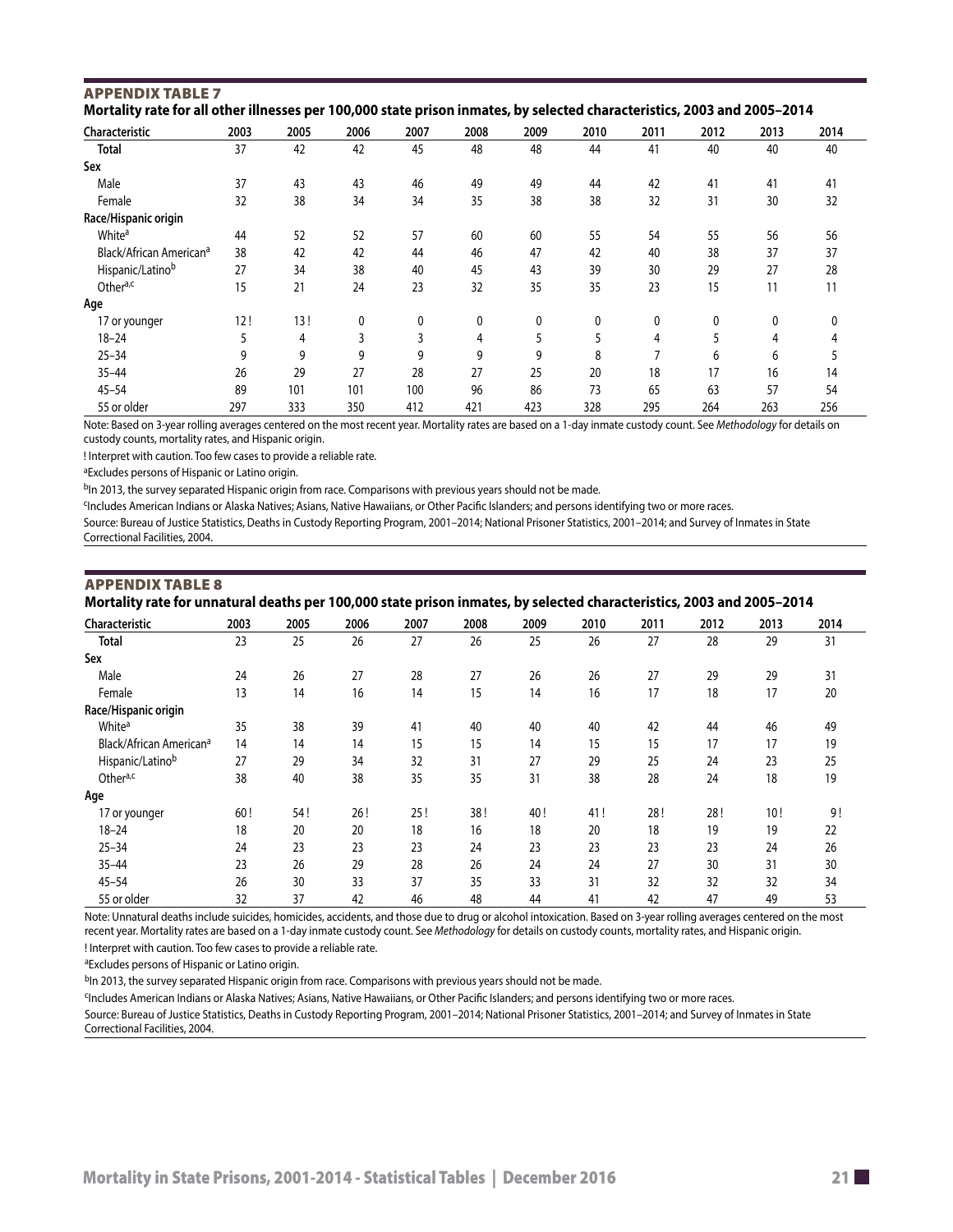## APPENDIX TABLE 7

**Mortality rate for all other illnesses per 100,000 state prison inmates, by selected characteristics, 2003 and 2005–2014**

| Characteristic | 2003 | 2005 | 2006 | 2007 | 2008 | 2009 | 2010 | 2011 | 2012 | 2013 | 2014 |
|---|---|---|---|---|---|---|---|---|---|---|---|
| **Total** | 37 | 42 | 42 | 45 | 48 | 48 | 44 | 41 | 40 | 40 | 40 |
| **Sex** | | | | | | | | | | | |
| Male | 37 | 43 | 43 | 46 | 49 | 49 | 44 | 42 | 41 | 41 | 41 |
| Female | 32 | 38 | 34 | 34 | 35 | 38 | 38 | 32 | 31 | 30 | 32 |
| **Race/Hispanic origin** | | | | | | | | | | | |
| White[a] | 44 | 52 | 52 | 57 | 60 | 60 | 55 | 54 | 55 | 56 | 56 |
| Black/African American[a] | 38 | 42 | 42 | 44 | 46 | 47 | 42 | 40 | 38 | 37 | 37 |
| Hispanic/Latino[b] | 27 | 34 | 38 | 40 | 45 | 43 | 39 | 30 | 29 | 27 | 28 |
| Other[a,c] | 15 | 21 | 24 | 23 | 32 | 35 | 35 | 23 | 15 | 11 | 11 |
| **Age** | | | | | | | | | | | |
| 17 or younger | 12 ! | 13 ! | 0 | 0 | 0 | 0 | 0 | 0 | 0 | 0 | 0 |
| 18–24 | 5 | 4 | 3 | 3 | 4 | 5 | 5 | 4 | 5 | 4 | 4 |
| 25–34 | 9 | 9 | 9 | 9 | 9 | 9 | 8 | 7 | 6 | 6 | 5 |
| 35–44 | 26 | 29 | 27 | 28 | 27 | 25 | 20 | 18 | 17 | 16 | 14 |
| 45–54 | 89 | 101 | 101 | 100 | 96 | 86 | 73 | 65 | 63 | 57 | 54 |
| 55 or older | 297 | 333 | 350 | 412 | 421 | 423 | 328 | 295 | 264 | 263 | 256 |

Note: Based on 3-year rolling averages centered on the most recent year. Mortality rates are based on a 1-day inmate custody count. See *Methodology* for details on custody counts, mortality rates, and Hispanic origin.

! Interpret with caution. Too few cases to provide a reliable rate.

[a]Excludes persons of Hispanic or Latino origin.

[b]In 2013, the survey separated Hispanic origin from race. Comparisons with previous years should not be made.

[c]Includes American Indians or Alaska Natives; Asians, Native Hawaiians, or Other Pacific Islanders; and persons identifying two or more races.

Source: Bureau of Justice Statistics, Deaths in Custody Reporting Program, 2001–2014; National Prisoner Statistics, 2001–2014; and Survey of Inmates in State Correctional Facilities, 2004.

## APPENDIX TABLE 8

**Mortality rate for unnatural deaths per 100,000 state prison inmates, by selected characteristics, 2003 and 2005–2014**

| Characteristic | 2003 | 2005 | 2006 | 2007 | 2008 | 2009 | 2010 | 2011 | 2012 | 2013 | 2014 |
|---|---|---|---|---|---|---|---|---|---|---|---|
| **Total** | 23 | 25 | 26 | 27 | 26 | 25 | 26 | 27 | 28 | 29 | 31 |
| **Sex** | | | | | | | | | | | |
| Male | 24 | 26 | 27 | 28 | 27 | 26 | 26 | 27 | 29 | 29 | 31 |
| Female | 13 | 14 | 16 | 14 | 15 | 14 | 16 | 17 | 18 | 17 | 20 |
| **Race/Hispanic origin** | | | | | | | | | | | |
| White[a] | 35 | 38 | 39 | 41 | 40 | 40 | 40 | 42 | 44 | 46 | 49 |
| Black/African American[a] | 14 | 14 | 14 | 15 | 15 | 14 | 15 | 15 | 17 | 17 | 19 |
| Hispanic/Latino[b] | 27 | 29 | 34 | 32 | 31 | 27 | 29 | 25 | 24 | 23 | 25 |
| Other[a,c] | 38 | 40 | 38 | 35 | 35 | 31 | 38 | 28 | 24 | 18 | 19 |
| **Age** | | | | | | | | | | | |
| 17 or younger | 60 ! | 54 ! | 26 ! | 25 ! | 38 ! | 40 ! | 41 ! | 28 ! | 28 ! | 10 ! | 9 ! |
| 18–24 | 18 | 20 | 20 | 18 | 16 | 18 | 20 | 18 | 19 | 19 | 22 |
| 25–34 | 24 | 23 | 23 | 23 | 24 | 23 | 23 | 23 | 23 | 24 | 26 |
| 35–44 | 23 | 26 | 29 | 28 | 26 | 24 | 24 | 27 | 30 | 31 | 30 |
| 45–54 | 26 | 30 | 33 | 37 | 35 | 33 | 31 | 32 | 32 | 32 | 34 |
| 55 or older | 32 | 37 | 42 | 46 | 48 | 44 | 41 | 42 | 47 | 49 | 53 |

Note: Unnatural deaths include suicides, homicides, accidents, and those due to drug or alcohol intoxication. Based on 3-year rolling averages centered on the most recent year. Mortality rates are based on a 1-day inmate custody count. See *Methodology* for details on custody counts, mortality rates, and Hispanic origin.

! Interpret with caution. Too few cases to provide a reliable rate.

[a]Excludes persons of Hispanic or Latino origin.

[b]In 2013, the survey separated Hispanic origin from race. Comparisons with previous years should not be made.

[c]Includes American Indians or Alaska Natives; Asians, Native Hawaiians, or Other Pacific Islanders; and persons identifying two or more races.

Source: Bureau of Justice Statistics, Deaths in Custody Reporting Program, 2001–2014; National Prisoner Statistics, 2001–2014; and Survey of Inmates in State Correctional Facilities, 2004.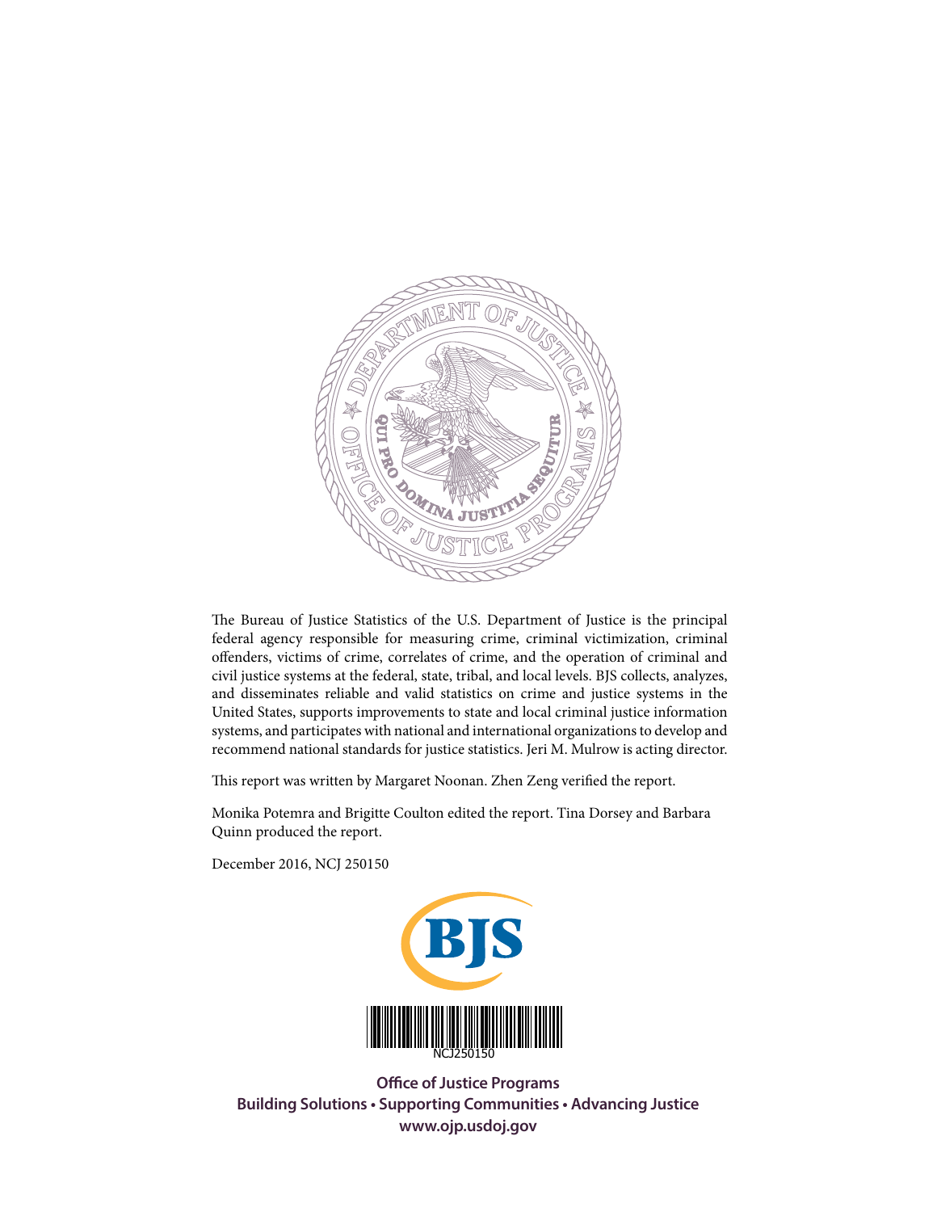The Bureau of Justice Statistics of the U.S. Department of Justice is the principal federal agency responsible for measuring crime, criminal victimization, criminal offenders, victims of crime, correlates of crime, and the operation of criminal and civil justice systems at the federal, state, tribal, and local levels. BJS collects, analyzes, and disseminates reliable and valid statistics on crime and justice systems in the United States, supports improvements to state and local criminal justice information systems, and participates with national and international organizations to develop and recommend national standards for justice statistics. Jeri M. Mulrow is acting director.

This report was written by Margaret Noonan. Zhen Zeng verified the report.

Monika Potemra and Brigitte Coulton edited the report. Tina Dorsey and Barbara Quinn produced the report.

December 2016, NCJ 250150

NCJ250150

**Office of Justice Programs**
**Building Solutions • Supporting Communities • Advancing Justice**
**www.ojp.usdoj.gov**